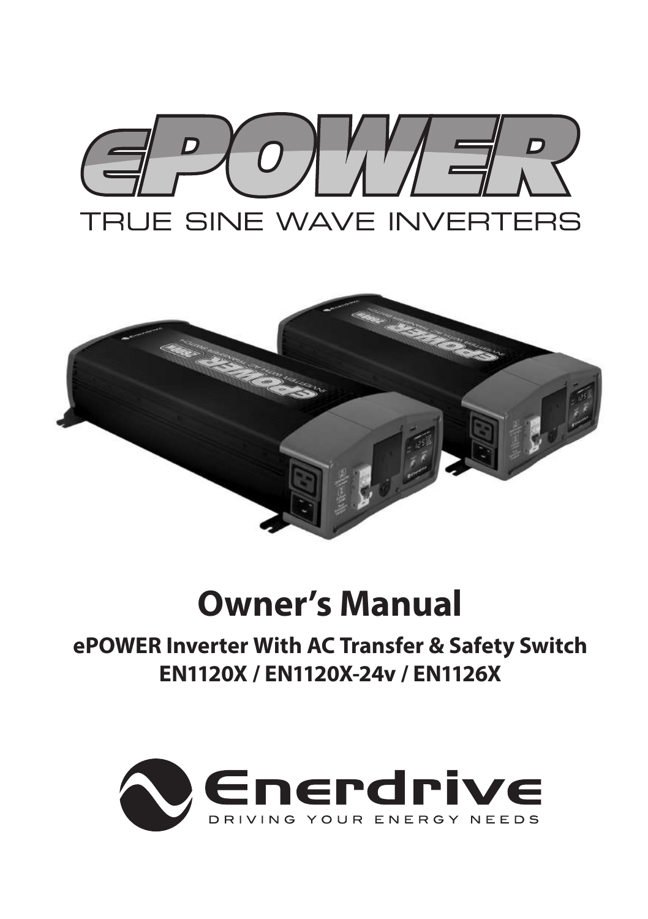# ePOWER

TRUE SINE WAVE INVERTERS

# Owner's Manual

## ePOWER Inverter With AC Transfer & Safety Switch
## EN1120X / EN1120X-24v / EN1126X

Enerdrive

DRIVING YOUR ENERGY NEEDS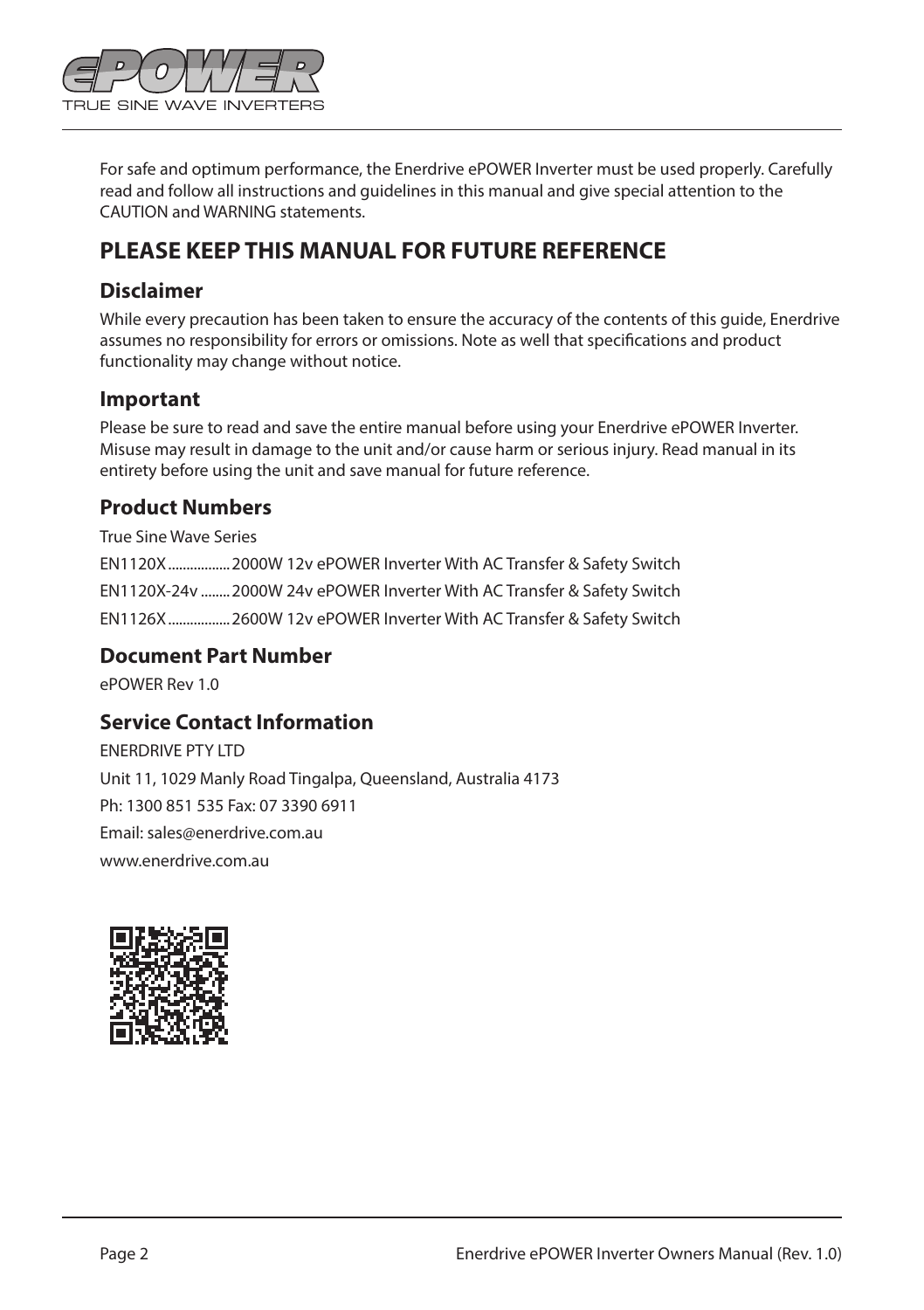For safe and optimum performance, the Enerdrive ePOWER Inverter must be used properly. Carefully read and follow all instructions and guidelines in this manual and give special attention to the CAUTION and WARNING statements.

## PLEASE KEEP THIS MANUAL FOR FUTURE REFERENCE

### Disclaimer

While every precaution has been taken to ensure the accuracy of the contents of this guide, Enerdrive assumes no responsibility for errors or omissions. Note as well that specifications and product functionality may change without notice.

### Important

Please be sure to read and save the entire manual before using your Enerdrive ePOWER Inverter. Misuse may result in damage to the unit and/or cause harm or serious injury. Read manual in its entirety before using the unit and save manual for future reference.

### Product Numbers

True Sine Wave Series

EN1120X ................. 2000W 12v ePOWER Inverter With AC Transfer & Safety Switch

EN1120X-24v ........ 2000W 24v ePOWER Inverter With AC Transfer & Safety Switch

EN1126X ................. 2600W 12v ePOWER Inverter With AC Transfer & Safety Switch

### Document Part Number

ePOWER Rev 1.0

### Service Contact Information

ENERDRIVE PTY LTD

Unit 11, 1029 Manly Road Tingalpa, Queensland, Australia 4173

Ph: 1300 851 535 Fax: 07 3390 6911

Email: sales@enerdrive.com.au

www.enerdrive.com.au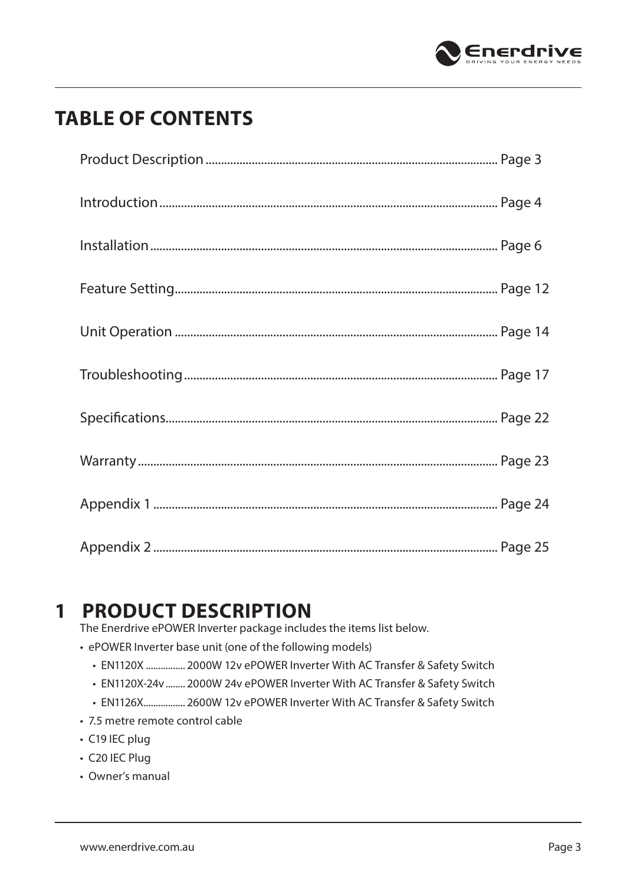# TABLE OF CONTENTS

| | |
|---|---|
| Product Description | Page 3 |
| Introduction | Page 4 |
| Installation | Page 6 |
| Feature Setting | Page 12 |
| Unit Operation | Page 14 |
| Troubleshooting | Page 17 |
| Specifications | Page 22 |
| Warranty | Page 23 |
| Appendix 1 | Page 24 |
| Appendix 2 | Page 25 |

# 1 PRODUCT DESCRIPTION

The Enerdrive ePOWER Inverter package includes the items list below.

- ePOWER Inverter base unit (one of the following models)
  - EN1120X ................ 2000W 12v ePOWER Inverter With AC Transfer & Safety Switch
  - EN1120X-24v ........ 2000W 24v ePOWER Inverter With AC Transfer & Safety Switch
  - EN1126X................. 2600W 12v ePOWER Inverter With AC Transfer & Safety Switch
- 7.5 metre remote control cable
- C19 IEC plug
- C20 IEC Plug
- Owner's manual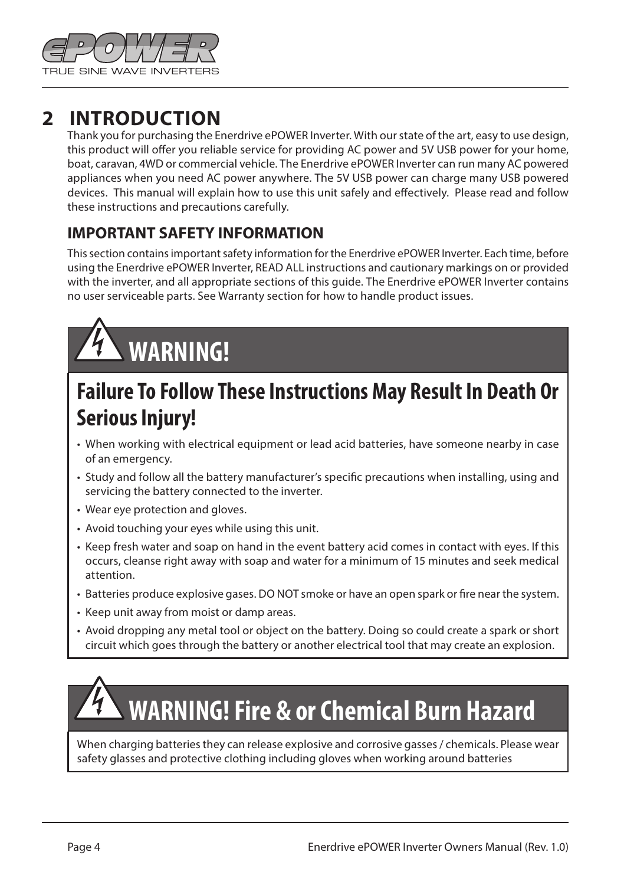# 2 INTRODUCTION

Thank you for purchasing the Enerdrive ePOWER Inverter. With our state of the art, easy to use design, this product will offer you reliable service for providing AC power and 5V USB power for your home, boat, caravan, 4WD or commercial vehicle. The Enerdrive ePOWER Inverter can run many AC powered appliances when you need AC power anywhere. The 5V USB power can charge many USB powered devices. This manual will explain how to use this unit safely and effectively. Please read and follow these instructions and precautions carefully.

## IMPORTANT SAFETY INFORMATION

This section contains important safety information for the Enerdrive ePOWER Inverter. Each time, before using the Enerdrive ePOWER Inverter, READ ALL instructions and cautionary markings on or provided with the inverter, and all appropriate sections of this guide. The Enerdrive ePOWER Inverter contains no user serviceable parts. See Warranty section for how to handle product issues.

## WARNING!

### Failure To Follow These Instructions May Result In Death Or Serious Injury!

- When working with electrical equipment or lead acid batteries, have someone nearby in case of an emergency.
- Study and follow all the battery manufacturer's specific precautions when installing, using and servicing the battery connected to the inverter.
- Wear eye protection and gloves.
- Avoid touching your eyes while using this unit.
- Keep fresh water and soap on hand in the event battery acid comes in contact with eyes. If this occurs, cleanse right away with soap and water for a minimum of 15 minutes and seek medical attention.
- Batteries produce explosive gases. DO NOT smoke or have an open spark or fire near the system.
- Keep unit away from moist or damp areas.
- Avoid dropping any metal tool or object on the battery. Doing so could create a spark or short circuit which goes through the battery or another electrical tool that may create an explosion.

## WARNING! Fire & or Chemical Burn Hazard

When charging batteries they can release explosive and corrosive gasses / chemicals. Please wear safety glasses and protective clothing including gloves when working around batteries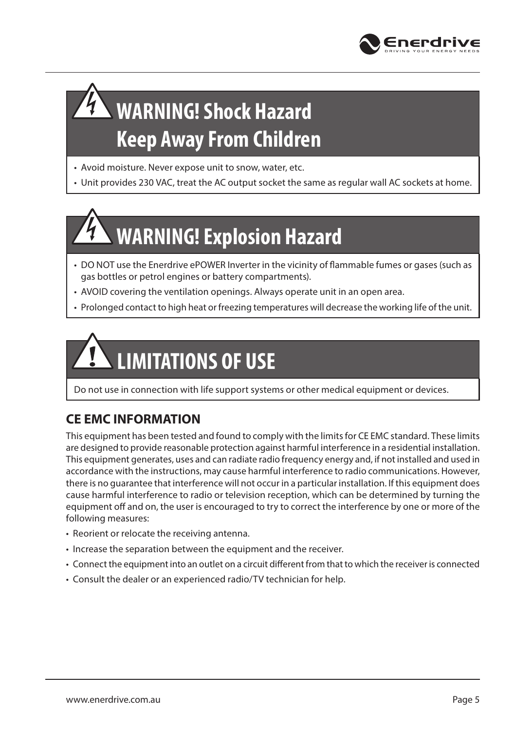## WARNING! Shock Hazard Keep Away From Children

- Avoid moisture. Never expose unit to snow, water, etc.
- Unit provides 230 VAC, treat the AC output socket the same as regular wall AC sockets at home.

## WARNING! Explosion Hazard

- DO NOT use the Enerdrive ePOWER Inverter in the vicinity of flammable fumes or gases (such as gas bottles or petrol engines or battery compartments).
- AVOID covering the ventilation openings. Always operate unit in an open area.
- Prolonged contact to high heat or freezing temperatures will decrease the working life of the unit.

## LIMITATIONS OF USE

Do not use in connection with life support systems or other medical equipment or devices.

### CE EMC INFORMATION

This equipment has been tested and found to comply with the limits for CE EMC standard. These limits are designed to provide reasonable protection against harmful interference in a residential installation. This equipment generates, uses and can radiate radio frequency energy and, if not installed and used in accordance with the instructions, may cause harmful interference to radio communications. However, there is no guarantee that interference will not occur in a particular installation. If this equipment does cause harmful interference to radio or television reception, which can be determined by turning the equipment off and on, the user is encouraged to try to correct the interference by one or more of the following measures:

- Reorient or relocate the receiving antenna.
- Increase the separation between the equipment and the receiver.
- Connect the equipment into an outlet on a circuit different from that to which the receiver is connected
- Consult the dealer or an experienced radio/TV technician for help.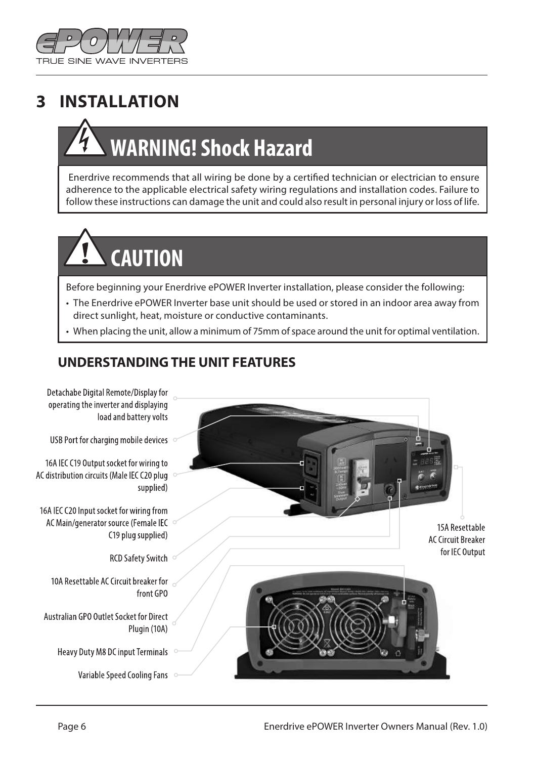# 3 INSTALLATION

## WARNING! Shock Hazard

Enerdrive recommends that all wiring be done by a certified technician or electrician to ensure adherence to the applicable electrical safety wiring regulations and installation codes. Failure to follow these instructions can damage the unit and could also result in personal injury or loss of life.

## CAUTION

Before beginning your Enerdrive ePOWER Inverter installation, please consider the following:

- The Enerdrive ePOWER Inverter base unit should be used or stored in an indoor area away from direct sunlight, heat, moisture or conductive contaminants.
- When placing the unit, allow a minimum of 75mm of space around the unit for optimal ventilation.

## UNDERSTANDING THE UNIT FEATURES

- Detachabe Digital Remote/Display for operating the inverter and displaying load and battery volts
- USB Port for charging mobile devices
- 16A IEC C19 Output socket for wiring to AC distribution circuits (Male IEC C20 plug supplied)
- 16A IEC C20 Input socket for wiring from AC Main/generator source (Female IEC C19 plug supplied)
- RCD Safety Switch
- 10A Resettable AC Circuit breaker for front GPO
- Australian GPO Outlet Socket for Direct Plugin (10A)
- Heavy Duty M8 DC input Terminals
- Variable Speed Cooling Fans
- 15A Resettable AC Circuit Breaker for IEC Output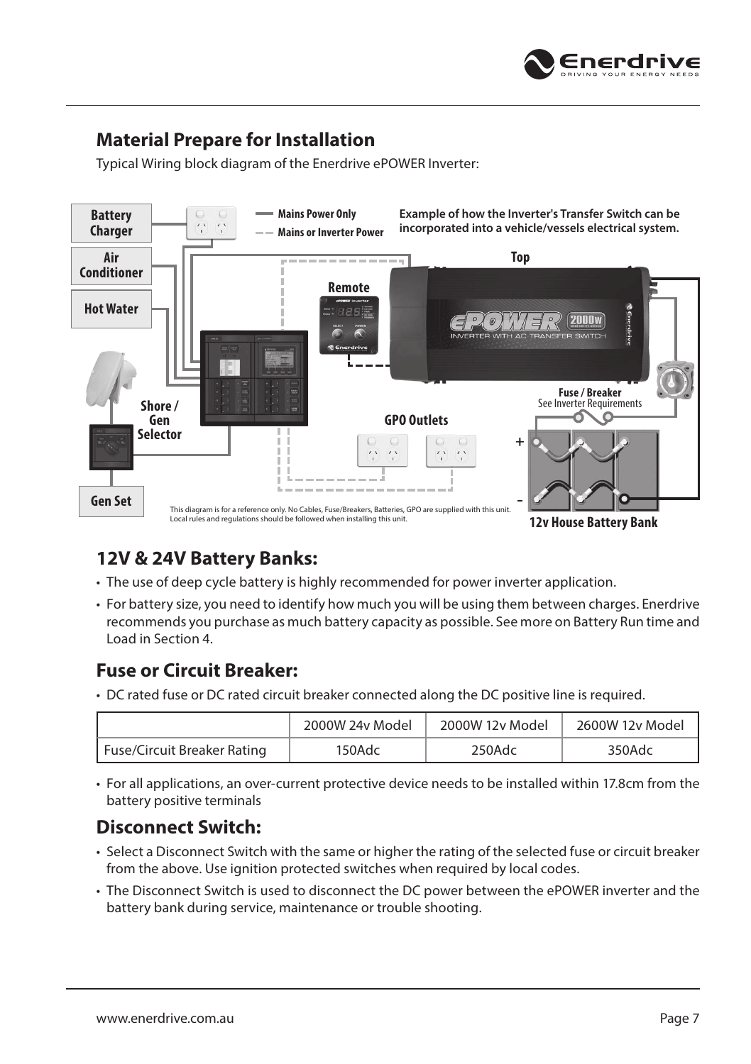## Material Prepare for Installation

Typical Wiring block diagram of the Enerdrive ePOWER Inverter:

Battery Charger

Air Conditioner

Hot Water

Shore / Gen Selector

Gen Set

Mains Power Only

Mains or Inverter Power

Example of how the Inverter's Transfer Switch can be incorporated into a vehicle/vessels electrical system.

Top

Remote

GPO Outlets

Fuse / Breaker
See Inverter Requirements

12v House Battery Bank

This diagram is for a reference only. No Cables, Fuse/Breakers, Batteries, GPO are supplied with this unit. Local rules and regulations should be followed when installing this unit.

## 12V & 24V Battery Banks:

- The use of deep cycle battery is highly recommended for power inverter application.
- For battery size, you need to identify how much you will be using them between charges. Enerdrive recommends you purchase as much battery capacity as possible. See more on Battery Run time and Load in Section 4.

## Fuse or Circuit Breaker:

- DC rated fuse or DC rated circuit breaker connected along the DC positive line is required.

| | 2000W 24v Model | 2000W 12v Model | 2600W 12v Model |
|---|---|---|---|
| Fuse/Circuit Breaker Rating | 150Adc | 250Adc | 350Adc |

- For all applications, an over-current protective device needs to be installed within 17.8cm from the battery positive terminals

## Disconnect Switch:

- Select a Disconnect Switch with the same or higher the rating of the selected fuse or circuit breaker from the above. Use ignition protected switches when required by local codes.
- The Disconnect Switch is used to disconnect the DC power between the ePOWER inverter and the battery bank during service, maintenance or trouble shooting.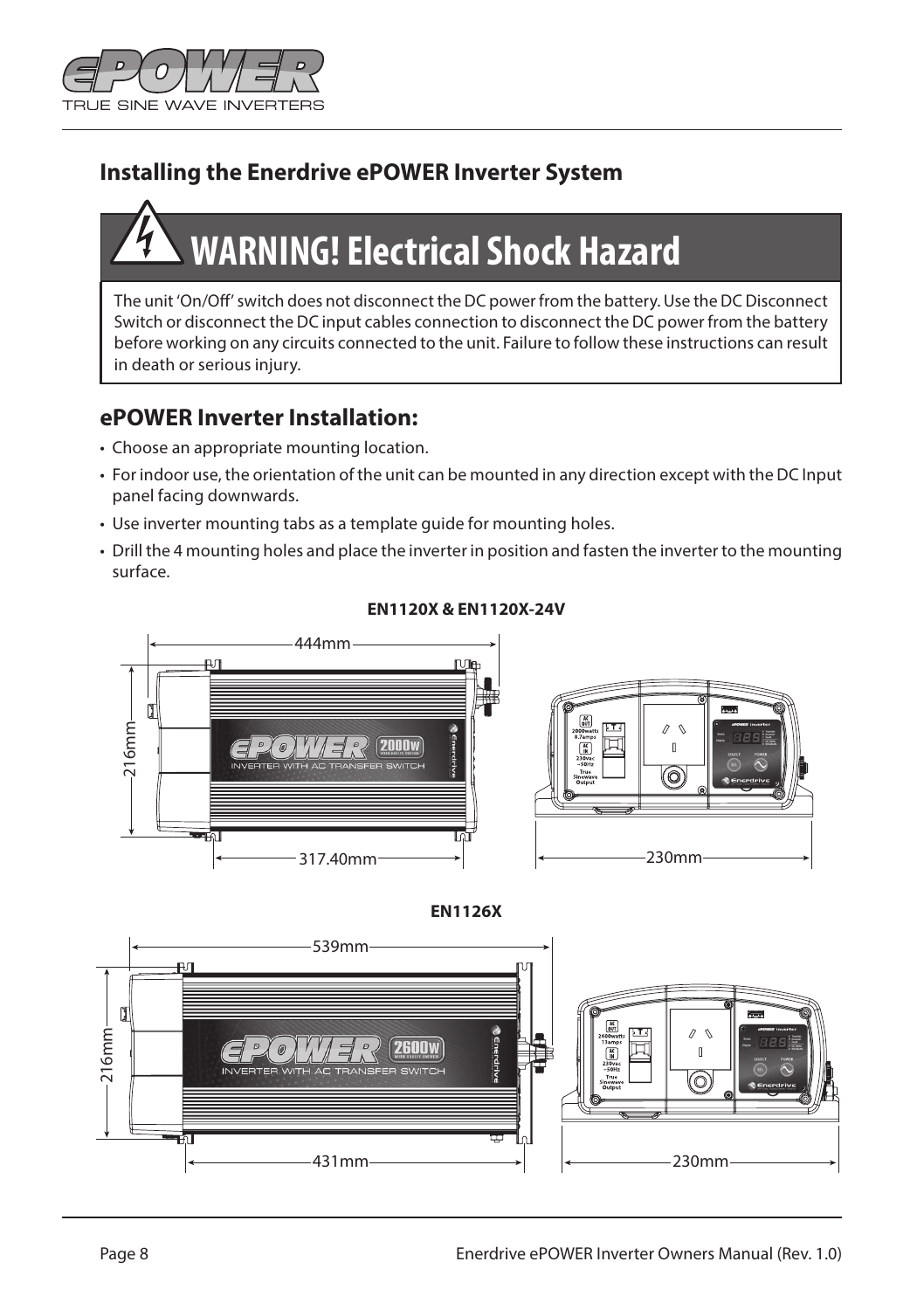## Installing the Enerdrive ePOWER Inverter System

### WARNING! Electrical Shock Hazard

The unit 'On/Off' switch does not disconnect the DC power from the battery. Use the DC Disconnect Switch or disconnect the DC input cables connection to disconnect the DC power from the battery before working on any circuits connected to the unit. Failure to follow these instructions can result in death or serious injury.

## ePOWER Inverter Installation:

- Choose an appropriate mounting location.
- For indoor use, the orientation of the unit can be mounted in any direction except with the DC Input panel facing downwards.
- Use inverter mounting tabs as a template guide for mounting holes.
- Drill the 4 mounting holes and place the inverter in position and fasten the inverter to the mounting surface.

**EN1120X & EN1120X-24V**

444mm

216mm

317.40mm

230mm

**EN1126X**

539mm

216mm

431mm

230mm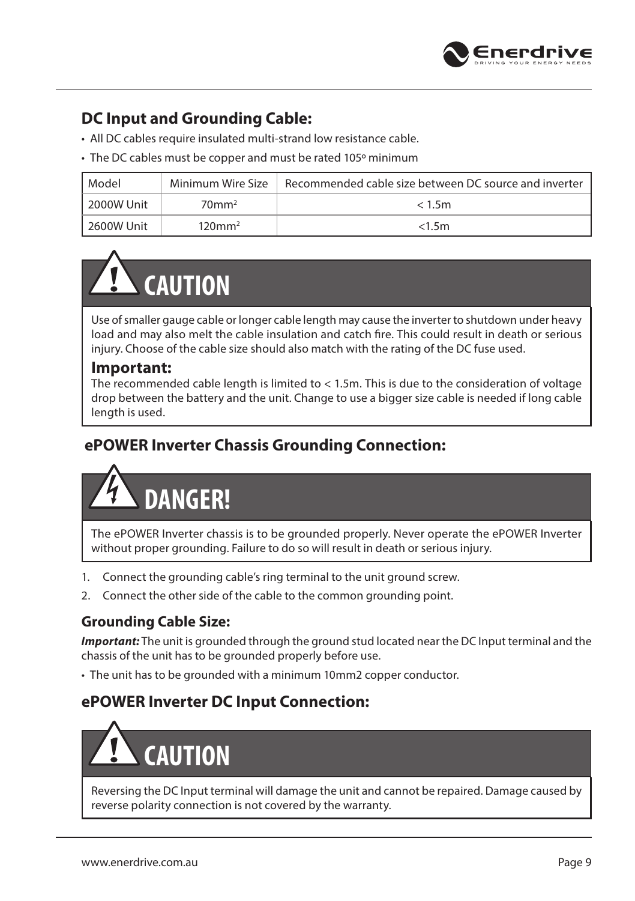## DC Input and Grounding Cable:

- All DC cables require insulated multi-strand low resistance cable.
- The DC cables must be copper and must be rated 105º minimum

| Model | Minimum Wire Size | Recommended cable size between DC source and inverter |
| --- | --- | --- |
| 2000W Unit | $70mm^2$ | < 1.5m |
| 2600W Unit | $120mm^2$ | <1.5m |

**CAUTION**

Use of smaller gauge cable or longer cable length may cause the inverter to shutdown under heavy load and may also melt the cable insulation and catch fire. This could result in death or serious injury. Choose of the cable size should also match with the rating of the DC fuse used.

**Important:**

The recommended cable length is limited to < 1.5m. This is due to the consideration of voltage drop between the battery and the unit. Change to use a bigger size cable is needed if long cable length is used.

## ePOWER Inverter Chassis Grounding Connection:

**DANGER!**

The ePOWER Inverter chassis is to be grounded properly. Never operate the ePOWER Inverter without proper grounding. Failure to do so will result in death or serious injury.

1. Connect the grounding cable's ring terminal to the unit ground screw.
2. Connect the other side of the cable to the common grounding point.

### Grounding Cable Size:

***Important:*** The unit is grounded through the ground stud located near the DC Input terminal and the chassis of the unit has to be grounded properly before use.

- The unit has to be grounded with a minimum 10mm2 copper conductor.

## ePOWER Inverter DC Input Connection:

**CAUTION**

Reversing the DC Input terminal will damage the unit and cannot be repaired. Damage caused by reverse polarity connection is not covered by the warranty.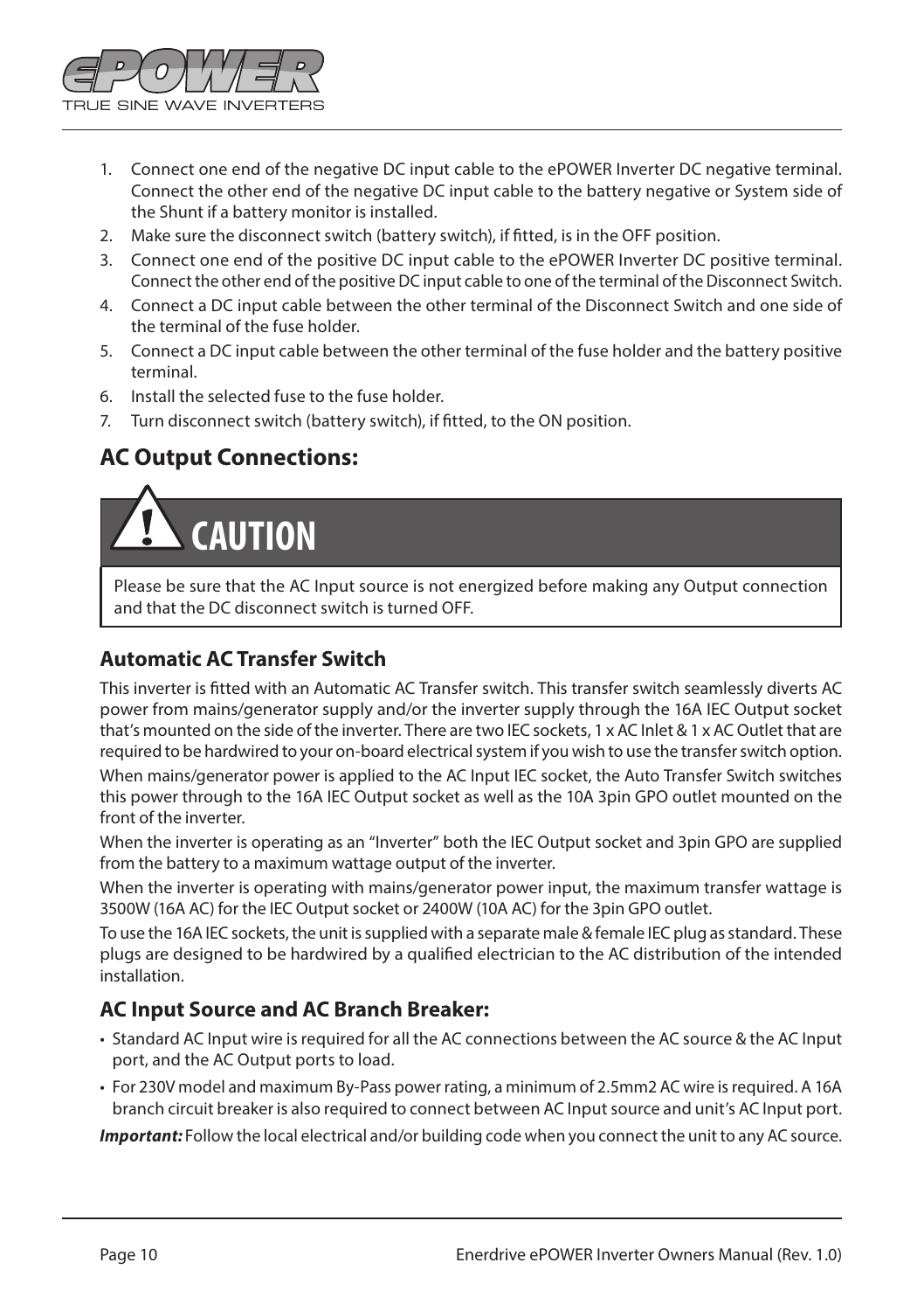1. Connect one end of the negative DC input cable to the ePOWER Inverter DC negative terminal. Connect the other end of the negative DC input cable to the battery negative or System side of the Shunt if a battery monitor is installed.
2. Make sure the disconnect switch (battery switch), if fitted, is in the OFF position.
3. Connect one end of the positive DC input cable to the ePOWER Inverter DC positive terminal. Connect the other end of the positive DC input cable to one of the terminal of the Disconnect Switch.
4. Connect a DC input cable between the other terminal of the Disconnect Switch and one side of the terminal of the fuse holder.
5. Connect a DC input cable between the other terminal of the fuse holder and the battery positive terminal.
6. Install the selected fuse to the fuse holder.
7. Turn disconnect switch (battery switch), if fitted, to the ON position.

## AC Output Connections:

> **CAUTION**
>
> Please be sure that the AC Input source is not energized before making any Output connection and that the DC disconnect switch is turned OFF.

### Automatic AC Transfer Switch

This inverter is fitted with an Automatic AC Transfer switch. This transfer switch seamlessly diverts AC power from mains/generator supply and/or the inverter supply through the 16A IEC Output socket that's mounted on the side of the inverter. There are two IEC sockets, 1 x AC Inlet & 1 x AC Outlet that are required to be hardwired to your on-board electrical system if you wish to use the transfer switch option.

When mains/generator power is applied to the AC Input IEC socket, the Auto Transfer Switch switches this power through to the 16A IEC Output socket as well as the 10A 3pin GPO outlet mounted on the front of the inverter.

When the inverter is operating as an "Inverter" both the IEC Output socket and 3pin GPO are supplied from the battery to a maximum wattage output of the inverter.

When the inverter is operating with mains/generator power input, the maximum transfer wattage is 3500W (16A AC) for the IEC Output socket or 2400W (10A AC) for the 3pin GPO outlet.

To use the 16A IEC sockets, the unit is supplied with a separate male & female IEC plug as standard. These plugs are designed to be hardwired by a qualified electrician to the AC distribution of the intended installation.

### AC Input Source and AC Branch Breaker:

- Standard AC Input wire is required for all the AC connections between the AC source & the AC Input port, and the AC Output ports to load.
- For 230V model and maximum By-Pass power rating, a minimum of 2.5mm2 AC wire is required. A 16A branch circuit breaker is also required to connect between AC Input source and unit's AC Input port.

***Important:*** Follow the local electrical and/or building code when you connect the unit to any AC source.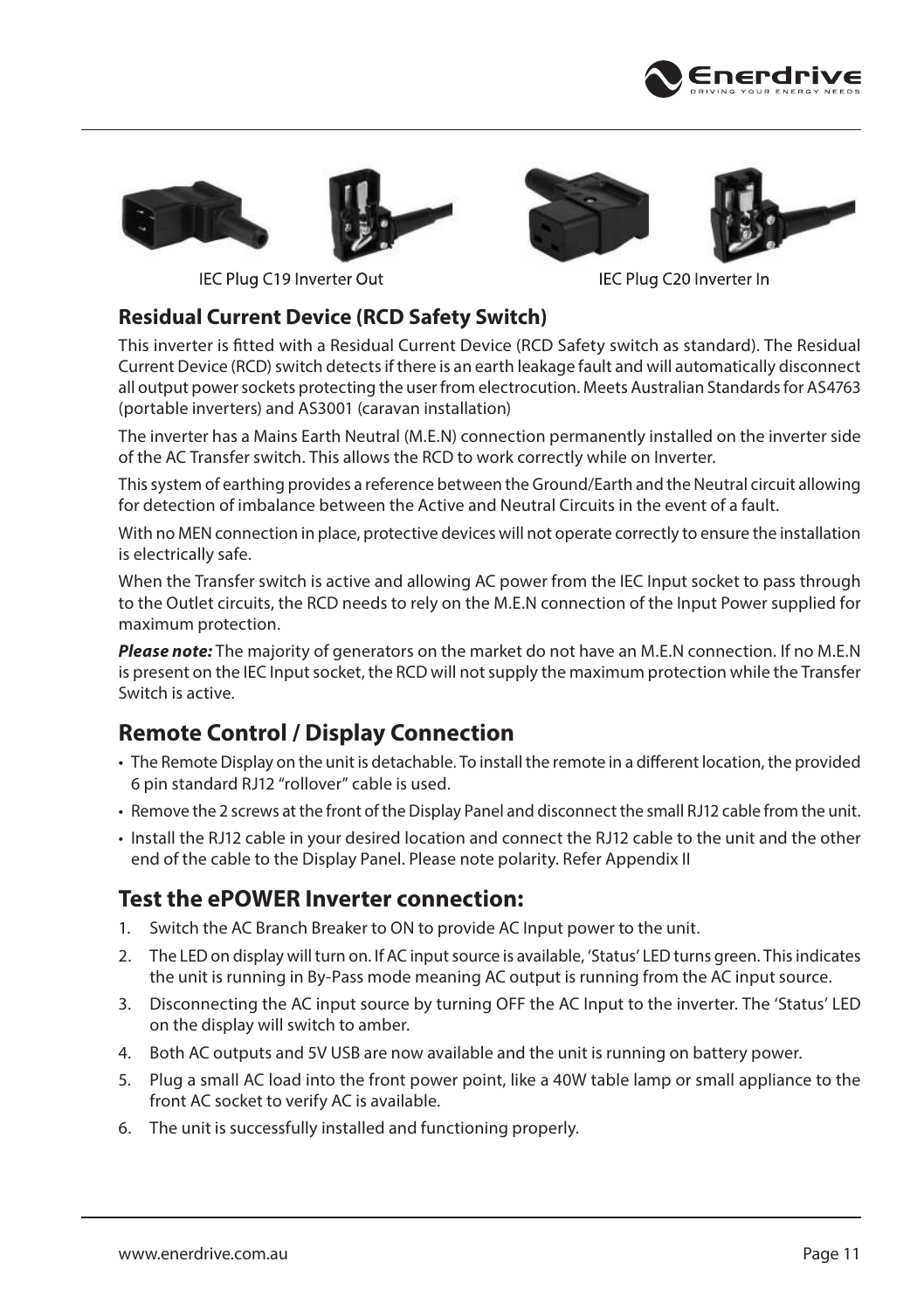IEC Plug C19 Inverter Out

IEC Plug C20 Inverter In

### Residual Current Device (RCD Safety Switch)

This inverter is fitted with a Residual Current Device (RCD Safety switch as standard). The Residual Current Device (RCD) switch detects if there is an earth leakage fault and will automatically disconnect all output power sockets protecting the user from electrocution. Meets Australian Standards for AS4763 (portable inverters) and AS3001 (caravan installation)

The inverter has a Mains Earth Neutral (M.E.N) connection permanently installed on the inverter side of the AC Transfer switch. This allows the RCD to work correctly while on Inverter.

This system of earthing provides a reference between the Ground/Earth and the Neutral circuit allowing for detection of imbalance between the Active and Neutral Circuits in the event of a fault.

With no MEN connection in place, protective devices will not operate correctly to ensure the installation is electrically safe.

When the Transfer switch is active and allowing AC power from the IEC Input socket to pass through to the Outlet circuits, the RCD needs to rely on the M.E.N connection of the Input Power supplied for maximum protection.

***Please note:*** The majority of generators on the market do not have an M.E.N connection. If no M.E.N is present on the IEC Input socket, the RCD will not supply the maximum protection while the Transfer Switch is active.

## Remote Control / Display Connection

- The Remote Display on the unit is detachable. To install the remote in a different location, the provided 6 pin standard RJ12 "rollover" cable is used.
- Remove the 2 screws at the front of the Display Panel and disconnect the small RJ12 cable from the unit.
- Install the RJ12 cable in your desired location and connect the RJ12 cable to the unit and the other end of the cable to the Display Panel. Please note polarity. Refer Appendix II

## Test the ePOWER Inverter connection:

1. Switch the AC Branch Breaker to ON to provide AC Input power to the unit.
2. The LED on display will turn on. If AC input source is available, 'Status' LED turns green. This indicates the unit is running in By-Pass mode meaning AC output is running from the AC input source.
3. Disconnecting the AC input source by turning OFF the AC Input to the inverter. The 'Status' LED on the display will switch to amber.
4. Both AC outputs and 5V USB are now available and the unit is running on battery power.
5. Plug a small AC load into the front power point, like a 40W table lamp or small appliance to the front AC socket to verify AC is available.
6. The unit is successfully installed and functioning properly.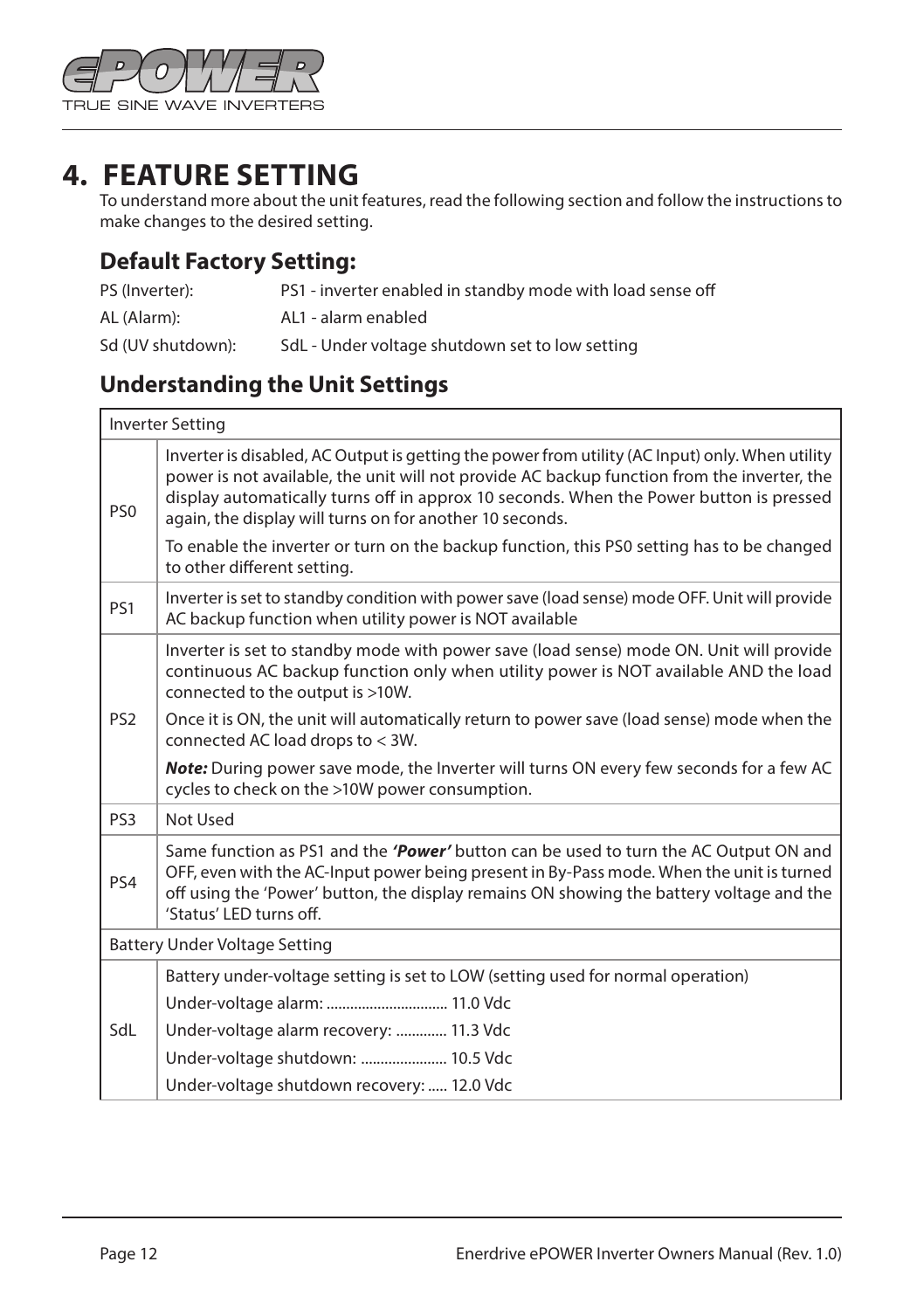# 4. FEATURE SETTING

To understand more about the unit features, read the following section and follow the instructions to make changes to the desired setting.

## Default Factory Setting:

PS (Inverter): PS1 - inverter enabled in standby mode with load sense off

AL (Alarm): AL1 - alarm enabled

Sd (UV shutdown): SdL - Under voltage shutdown set to low setting

## Understanding the Unit Settings

| Inverter Setting | |
|---|---|
| PS0 | Inverter is disabled, AC Output is getting the power from utility (AC Input) only. When utility power is not available, the unit will not provide AC backup function from the inverter, the display automatically turns off in approx 10 seconds. When the Power button is pressed again, the display will turns on for another 10 seconds.<br><br>To enable the inverter or turn on the backup function, this PS0 setting has to be changed to other different setting. |
| PS1 | Inverter is set to standby condition with power save (load sense) mode OFF. Unit will provide AC backup function when utility power is NOT available |
| PS2 | Inverter is set to standby mode with power save (load sense) mode ON. Unit will provide continuous AC backup function only when utility power is NOT available AND the load connected to the output is >10W.<br><br>Once it is ON, the unit will automatically return to power save (load sense) mode when the connected AC load drops to < 3W.<br><br>***Note:*** During power save mode, the Inverter will turns ON every few seconds for a few AC cycles to check on the >10W power consumption. |
| PS3 | Not Used |
| PS4 | Same function as PS1 and the ***'Power'*** button can be used to turn the AC Output ON and OFF, even with the AC-Input power being present in By-Pass mode. When the unit is turned off using the 'Power' button, the display remains ON showing the battery voltage and the 'Status' LED turns off. |
| **Battery Under Voltage Setting** | |
| SdL | Battery under-voltage setting is set to LOW (setting used for normal operation)<br><br>Under-voltage alarm: .............................. 11.0 Vdc<br><br>Under-voltage alarm recovery: ............ 11.3 Vdc<br><br>Under-voltage shutdown: ..................... 10.5 Vdc<br><br>Under-voltage shutdown recovery: ..... 12.0 Vdc |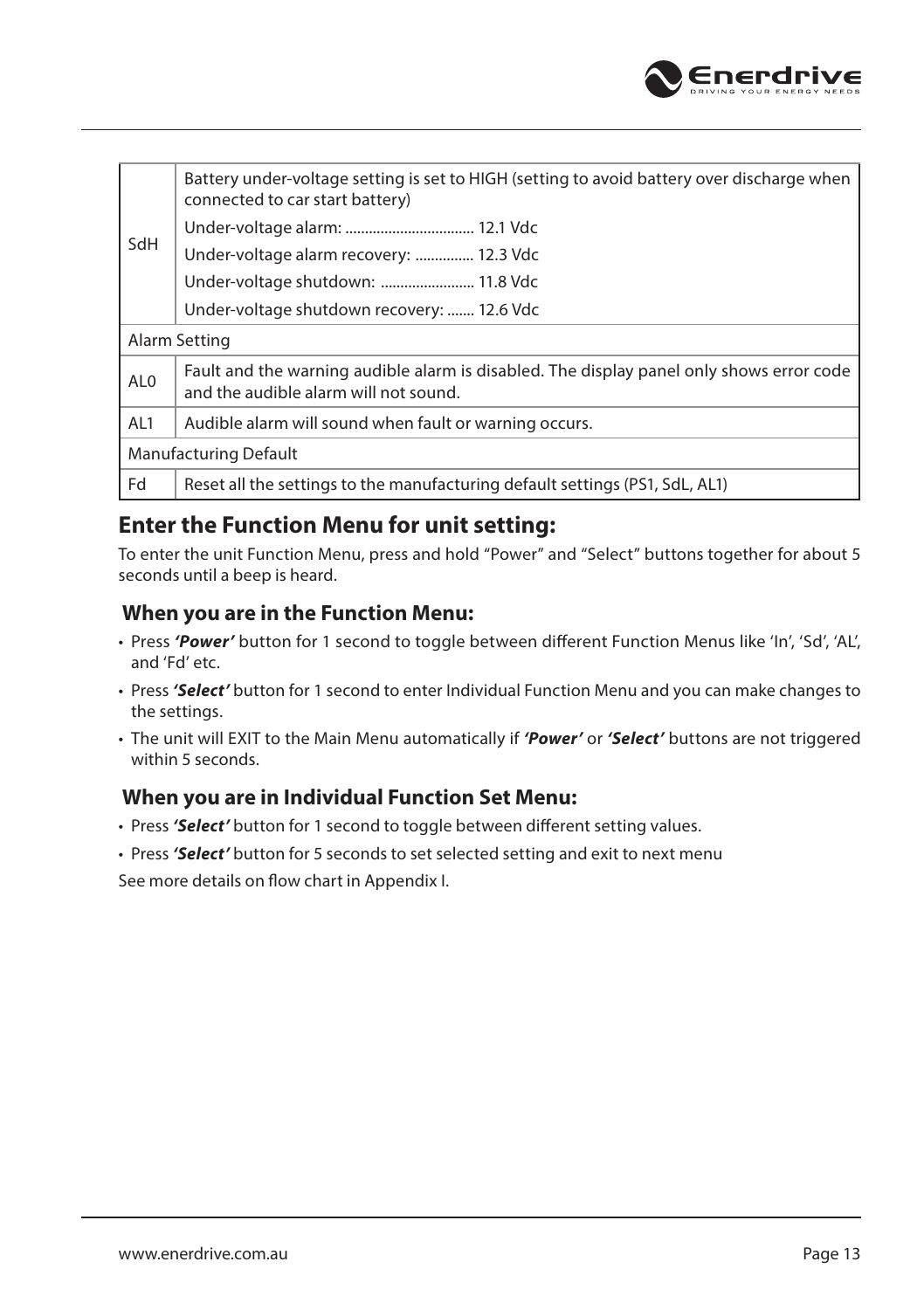| | |
|---|---|
| SdH | Battery under-voltage setting is set to HIGH (setting to avoid battery over discharge when connected to car start battery)<br>Under-voltage alarm: ................................ 12.1 Vdc<br>Under-voltage alarm recovery: .............. 12.3 Vdc<br>Under-voltage shutdown: ....................... 11.8 Vdc<br>Under-voltage shutdown recovery: ....... 12.6 Vdc |
| Alarm Setting | |
| AL0 | Fault and the warning audible alarm is disabled. The display panel only shows error code and the audible alarm will not sound. |
| AL1 | Audible alarm will sound when fault or warning occurs. |
| Manufacturing Default | |
| Fd | Reset all the settings to the manufacturing default settings (PS1, SdL, AL1) |

## Enter the Function Menu for unit setting:

To enter the unit Function Menu, press and hold "Power" and "Select" buttons together for about 5 seconds until a beep is heard.

### When you are in the Function Menu:

- Press ***'Power'*** button for 1 second to toggle between different Function Menus like 'In', 'Sd', 'AL', and 'Fd' etc.
- Press ***'Select'*** button for 1 second to enter Individual Function Menu and you can make changes to the settings.
- The unit will EXIT to the Main Menu automatically if ***'Power'*** or ***'Select'*** buttons are not triggered within 5 seconds.

### When you are in Individual Function Set Menu:

- Press ***'Select'*** button for 1 second to toggle between different setting values.
- Press ***'Select'*** button for 5 seconds to set selected setting and exit to next menu

See more details on flow chart in Appendix I.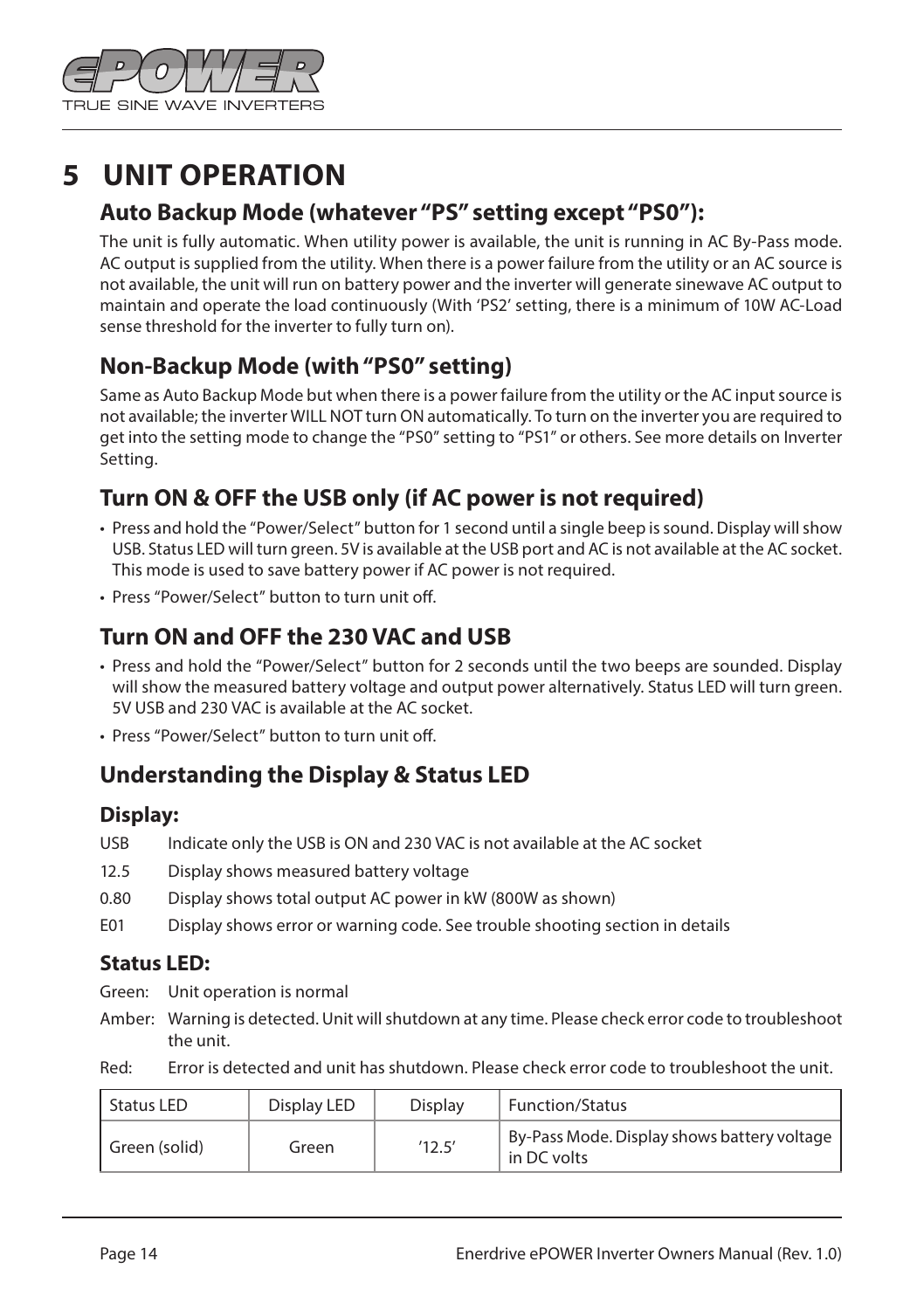# 5 UNIT OPERATION

## Auto Backup Mode (whatever “PS” setting except “PS0”):

The unit is fully automatic. When utility power is available, the unit is running in AC By-Pass mode. AC output is supplied from the utility. When there is a power failure from the utility or an AC source is not available, the unit will run on battery power and the inverter will generate sinewave AC output to maintain and operate the load continuously (With ‘PS2’ setting, there is a minimum of 10W AC-Load sense threshold for the inverter to fully turn on).

## Non-Backup Mode (with “PS0” setting)

Same as Auto Backup Mode but when there is a power failure from the utility or the AC input source is not available; the inverter WILL NOT turn ON automatically. To turn on the inverter you are required to get into the setting mode to change the “PS0” setting to “PS1” or others. See more details on Inverter Setting.

## Turn ON & OFF the USB only (if AC power is not required)

- Press and hold the “Power/Select” button for 1 second until a single beep is sound. Display will show USB. Status LED will turn green. 5V is available at the USB port and AC is not available at the AC socket. This mode is used to save battery power if AC power is not required.
- Press “Power/Select” button to turn unit off.

## Turn ON and OFF the 230 VAC and USB

- Press and hold the “Power/Select” button for 2 seconds until the two beeps are sounded. Display will show the measured battery voltage and output power alternatively. Status LED will turn green. 5V USB and 230 VAC is available at the AC socket.
- Press “Power/Select” button to turn unit off.

## Understanding the Display & Status LED

### Display:

USB Indicate only the USB is ON and 230 VAC is not available at the AC socket

12.5 Display shows measured battery voltage

0.80 Display shows total output AC power in kW (800W as shown)

E01 Display shows error or warning code. See trouble shooting section in details

### Status LED:

Green: Unit operation is normal

Amber: Warning is detected. Unit will shutdown at any time. Please check error code to troubleshoot the unit.

Red: Error is detected and unit has shutdown. Please check error code to troubleshoot the unit.

| Status LED | Display LED | Display | Function/Status |
|---|---|---|---|
| Green (solid) | Green | ’12.5’ | By-Pass Mode. Display shows battery voltage in DC volts |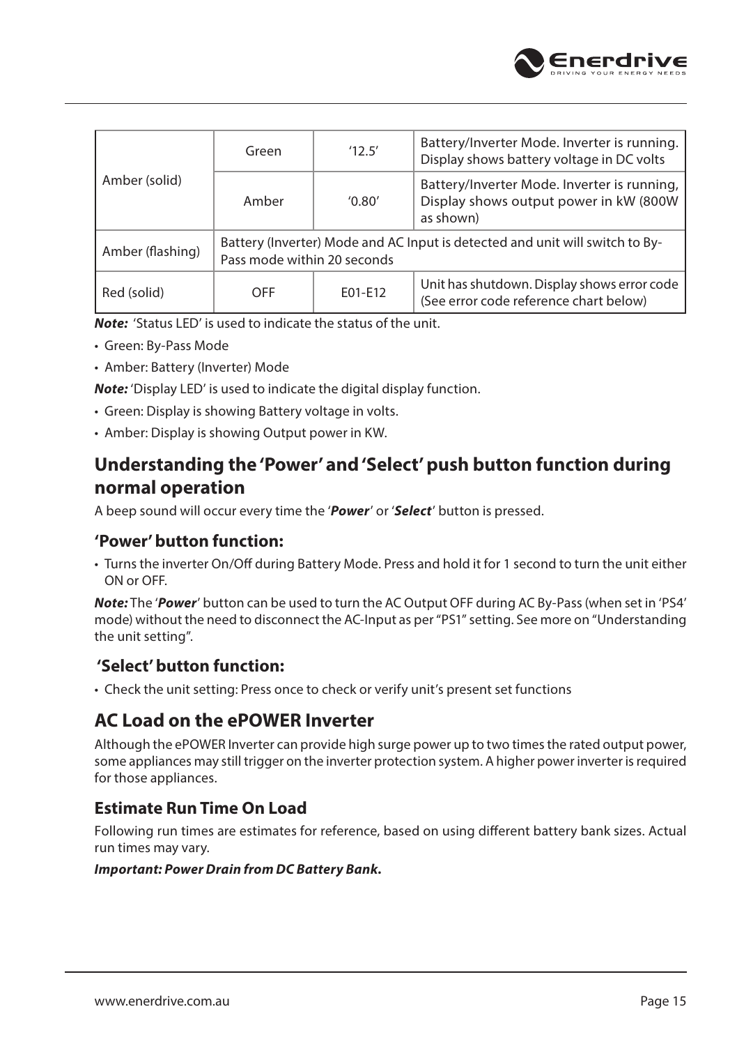| Amber (solid) | Green | '12.5' | Battery/Inverter Mode. Inverter is running. Display shows battery voltage in DC volts |
|---|---|---|---|
| | Amber | '0.80' | Battery/Inverter Mode. Inverter is running, Display shows output power in kW (800W as shown) |
| Amber (flashing) | Battery (Inverter) Mode and AC Input is detected and unit will switch to By-Pass mode within 20 seconds | | |
| Red (solid) | OFF | E01-E12 | Unit has shutdown. Display shows error code (See error code reference chart below) |

***Note:*** 'Status LED' is used to indicate the status of the unit.

- Green: By-Pass Mode
- Amber: Battery (Inverter) Mode

***Note:*** 'Display LED' is used to indicate the digital display function.

- Green: Display is showing Battery voltage in volts.
- Amber: Display is showing Output power in KW.

## Understanding the 'Power' and 'Select' push button function during normal operation

A beep sound will occur every time the '***Power***' or '***Select***' button is pressed.

### 'Power' button function:

- Turns the inverter On/Off during Battery Mode. Press and hold it for 1 second to turn the unit either ON or OFF.

***Note:*** The '***Power***' button can be used to turn the AC Output OFF during AC By-Pass (when set in 'PS4' mode) without the need to disconnect the AC-Input as per "PS1" setting. See more on "Understanding the unit setting".

### 'Select' button function:

- Check the unit setting: Press once to check or verify unit's present set functions

## AC Load on the ePOWER Inverter

Although the ePOWER Inverter can provide high surge power up to two times the rated output power, some appliances may still trigger on the inverter protection system. A higher power inverter is required for those appliances.

### Estimate Run Time On Load

Following run times are estimates for reference, based on using different battery bank sizes. Actual run times may vary.

***Important: Power Drain from DC Battery Bank.***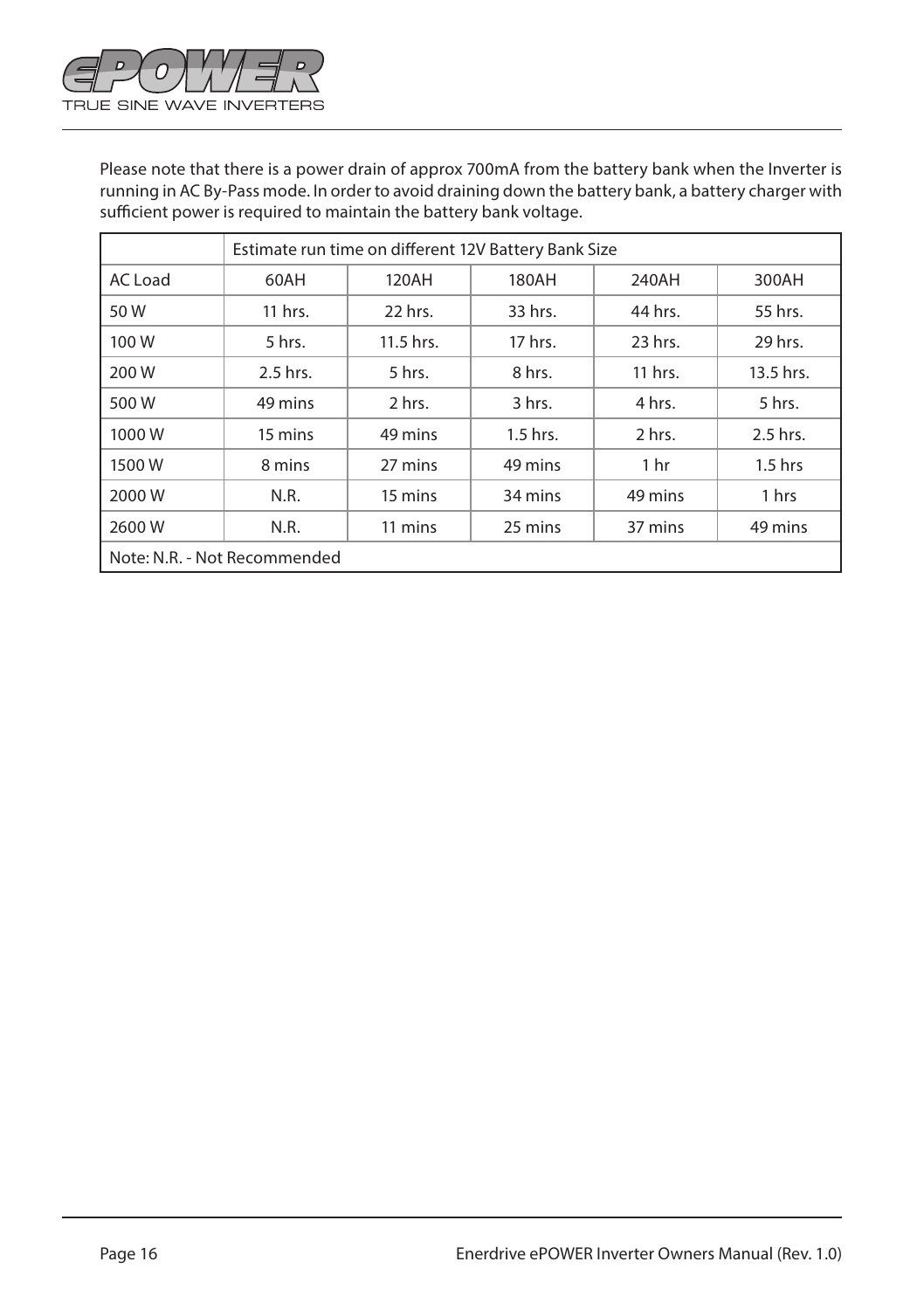Please note that there is a power drain of approx 700mA from the battery bank when the Inverter is running in AC By-Pass mode. In order to avoid draining down the battery bank, a battery charger with sufficient power is required to maintain the battery bank voltage.

| | Estimate run time on different 12V Battery Bank Size | | | | |
|---|---|---|---|---|---|
| AC Load | 60AH | 120AH | 180AH | 240AH | 300AH |
| 50 W | 11 hrs. | 22 hrs. | 33 hrs. | 44 hrs. | 55 hrs. |
| 100 W | 5 hrs. | 11.5 hrs. | 17 hrs. | 23 hrs. | 29 hrs. |
| 200 W | 2.5 hrs. | 5 hrs. | 8 hrs. | 11 hrs. | 13.5 hrs. |
| 500 W | 49 mins | 2 hrs. | 3 hrs. | 4 hrs. | 5 hrs. |
| 1000 W | 15 mins | 49 mins | 1.5 hrs. | 2 hrs. | 2.5 hrs. |
| 1500 W | 8 mins | 27 mins | 49 mins | 1 hr | 1.5 hrs |
| 2000 W | N.R. | 15 mins | 34 mins | 49 mins | 1 hrs |
| 2600 W | N.R. | 11 mins | 25 mins | 37 mins | 49 mins |
| Note: N.R. - Not Recommended | | | | | |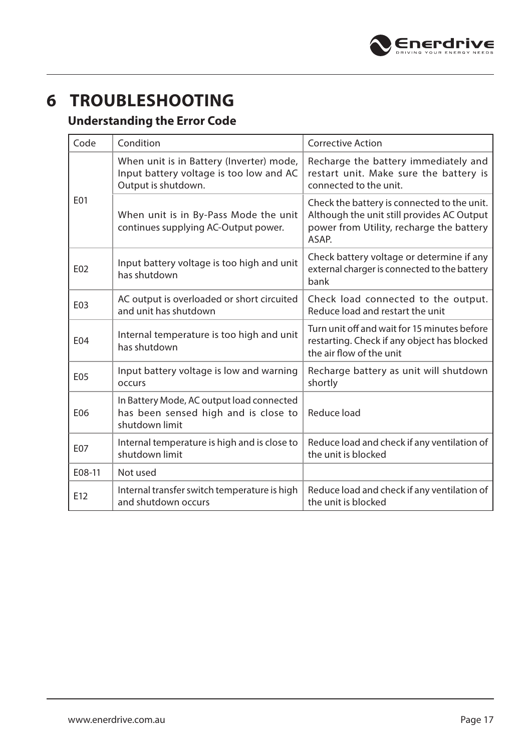# 6 TROUBLESHOOTING

## Understanding the Error Code

| Code | Condition | Corrective Action |
|---|---|---|
| E01 | When unit is in Battery (Inverter) mode, Input battery voltage is too low and AC Output is shutdown. | Recharge the battery immediately and restart unit. Make sure the battery is connected to the unit. |
| | When unit is in By-Pass Mode the unit continues supplying AC-Output power. | Check the battery is connected to the unit. Although the unit still provides AC Output power from Utility, recharge the battery ASAP. |
| E02 | Input battery voltage is too high and unit has shutdown | Check battery voltage or determine if any external charger is connected to the battery bank |
| E03 | AC output is overloaded or short circuited and unit has shutdown | Check load connected to the output. Reduce load and restart the unit |
| E04 | Internal temperature is too high and unit has shutdown | Turn unit off and wait for 15 minutes before restarting. Check if any object has blocked the air flow of the unit |
| E05 | Input battery voltage is low and warning occurs | Recharge battery as unit will shutdown shortly |
| E06 | In Battery Mode, AC output load connected has been sensed high and is close to shutdown limit | Reduce load |
| E07 | Internal temperature is high and is close to shutdown limit | Reduce load and check if any ventilation of the unit is blocked |
| E08-11 | Not used | |
| E12 | Internal transfer switch temperature is high and shutdown occurs | Reduce load and check if any ventilation of the unit is blocked |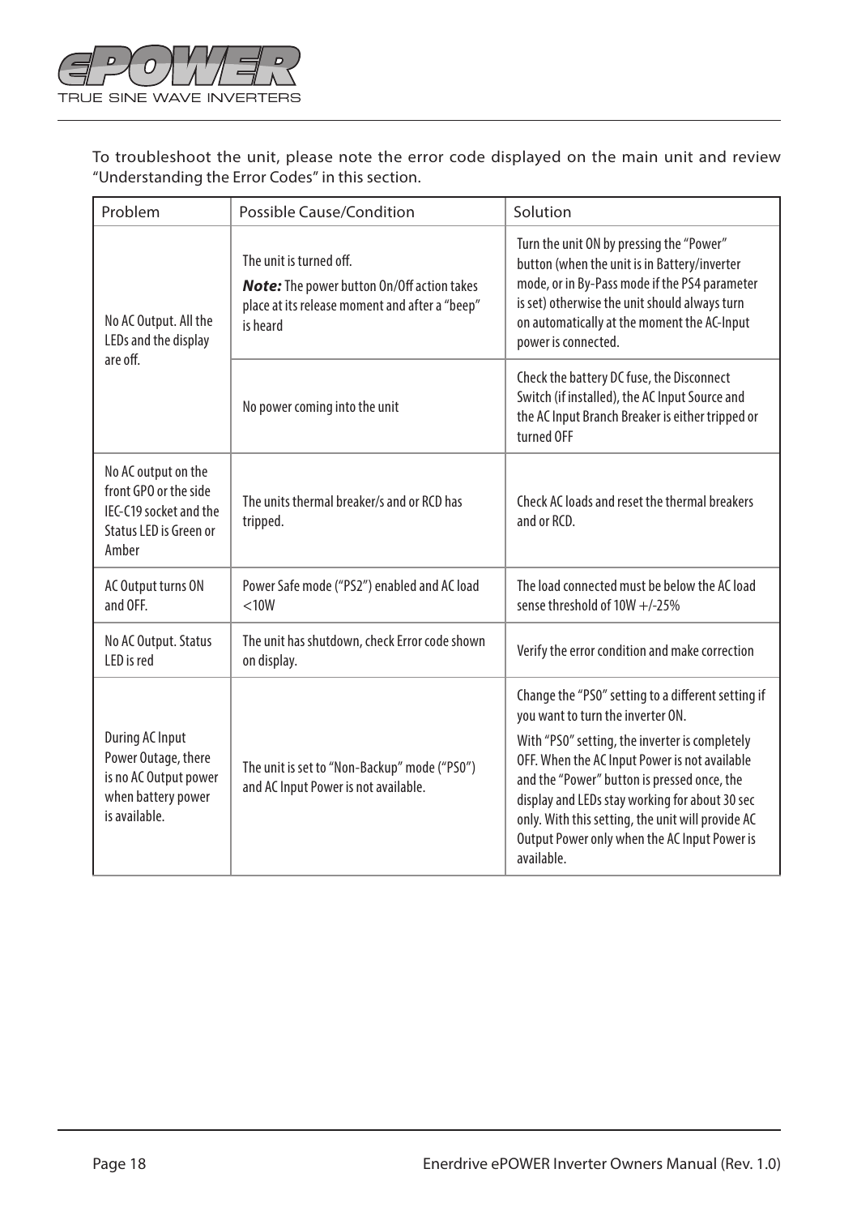To troubleshoot the unit, please note the error code displayed on the main unit and review "Understanding the Error Codes" in this section.

| Problem | Possible Cause/Condition | Solution |
|---|---|---|
| No AC Output. All the LEDs and the display are off. | The unit is turned off. ***Note:*** The power button On/Off action takes place at its release moment and after a "beep" is heard | Turn the unit ON by pressing the "Power" button (when the unit is in Battery/inverter mode, or in By-Pass mode if the PS4 parameter is set) otherwise the unit should always turn on automatically at the moment the AC-Input power is connected. |
| | No power coming into the unit | Check the battery DC fuse, the Disconnect Switch (if installed), the AC Input Source and the AC Input Branch Breaker is either tripped or turned OFF |
| No AC output on the front GPO or the side IEC-C19 socket and the Status LED is Green or Amber | The units thermal breaker/s and or RCD has tripped. | Check AC loads and reset the thermal breakers and or RCD. |
| AC Output turns ON and OFF. | Power Safe mode ("PS2") enabled and AC load <10W | The load connected must be below the AC load sense threshold of 10W +/-25% |
| No AC Output. Status LED is red | The unit has shutdown, check Error code shown on display. | Verify the error condition and make correction |
| During AC Input Power Outage, there is no AC Output power when battery power is available. | The unit is set to "Non-Backup" mode ("PS0") and AC Input Power is not available. | Change the "PS0" setting to a different setting if you want to turn the inverter ON. With "PS0" setting, the inverter is completely OFF. When the AC Input Power is not available and the "Power" button is pressed once, the display and LEDs stay working for about 30 sec only. With this setting, the unit will provide AC Output Power only when the AC Input Power is available. |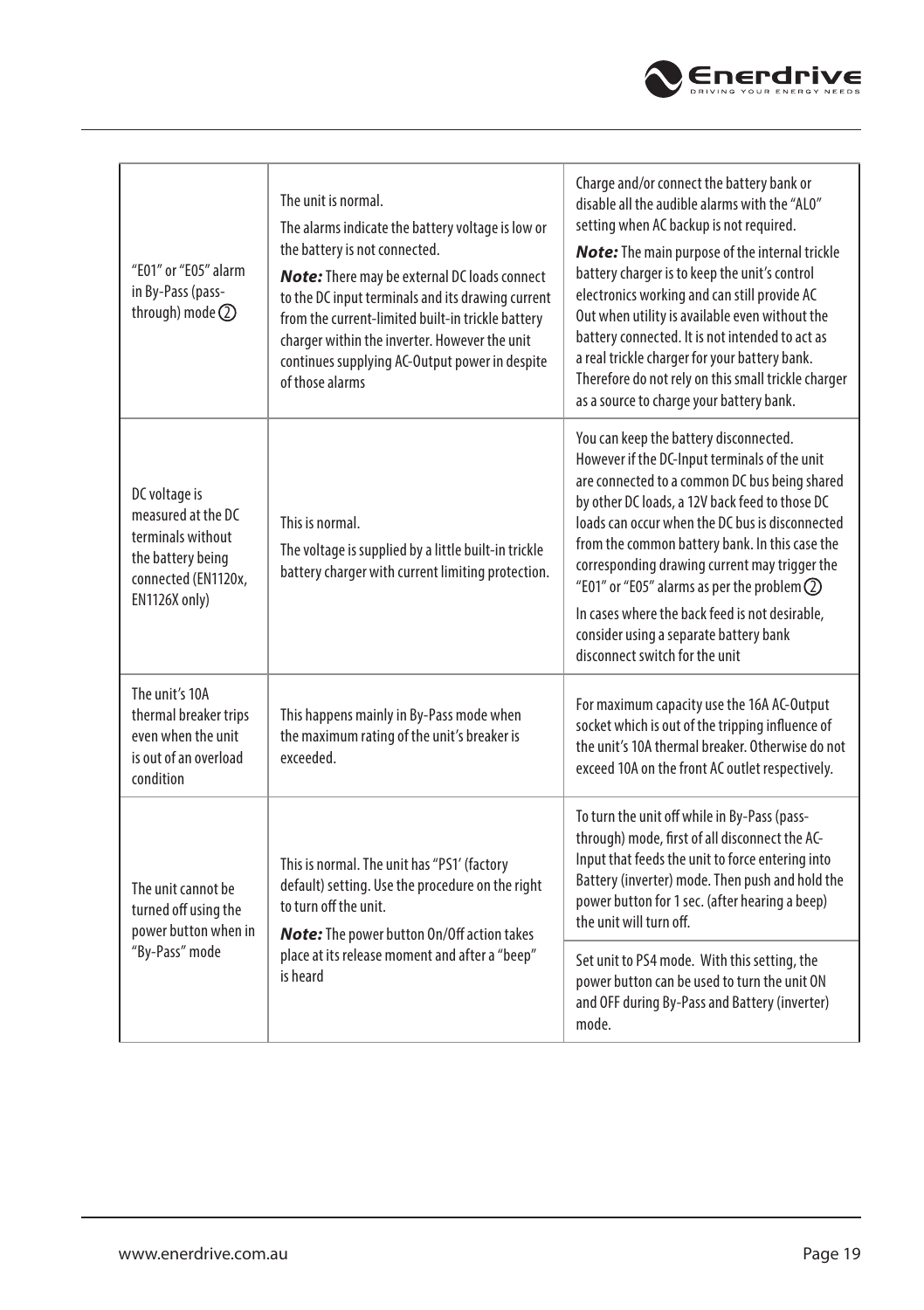| | | |
|---|---|---|
| "E01" or "E05" alarm in By-Pass (pass-through) mode ② | The unit is normal.<br>The alarms indicate the battery voltage is low or the battery is not connected.<br>***Note:*** There may be external DC loads connect to the DC input terminals and its drawing current from the current-limited built-in trickle battery charger within the inverter. However the unit continues supplying AC-Output power in despite of those alarms | Charge and/or connect the battery bank or disable all the audible alarms with the "AL0" setting when AC backup is not required.<br>***Note:*** The main purpose of the internal trickle battery charger is to keep the unit's control electronics working and can still provide AC Out when utility is available even without the battery connected. It is not intended to act as a real trickle charger for your battery bank. Therefore do not rely on this small trickle charger as a source to charge your battery bank. |
| DC voltage is measured at the DC terminals without the battery being connected (EN1120x, EN1126X only) | This is normal.<br>The voltage is supplied by a little built-in trickle battery charger with current limiting protection. | You can keep the battery disconnected. However if the DC-Input terminals of the unit are connected to a common DC bus being shared by other DC loads, a 12V back feed to those DC loads can occur when the DC bus is disconnected from the common battery bank. In this case the corresponding drawing current may trigger the "E01" or "E05" alarms as per the problem ②<br>In cases where the back feed is not desirable, consider using a separate battery bank disconnect switch for the unit |
| The unit's 10A thermal breaker trips even when the unit is out of an overload condition | This happens mainly in By-Pass mode when the maximum rating of the unit's breaker is exceeded. | For maximum capacity use the 16A AC-Output socket which is out of the tripping influence of the unit's 10A thermal breaker. Otherwise do not exceed 10A on the front AC outlet respectively. |
| The unit cannot be turned off using the power button when in "By-Pass" mode | This is normal. The unit has "PS1' (factory default) setting. Use the procedure on the right to turn off the unit.<br>***Note:*** The power button On/Off action takes place at its release moment and after a "beep" is heard | To turn the unit off while in By-Pass (pass-through) mode, first of all disconnect the AC-Input that feeds the unit to force entering into Battery (inverter) mode. Then push and hold the power button for 1 sec. (after hearing a beep) the unit will turn off.<br>Set unit to PS4 mode. With this setting, the power button can be used to turn the unit ON and OFF during By-Pass and Battery (inverter) mode. |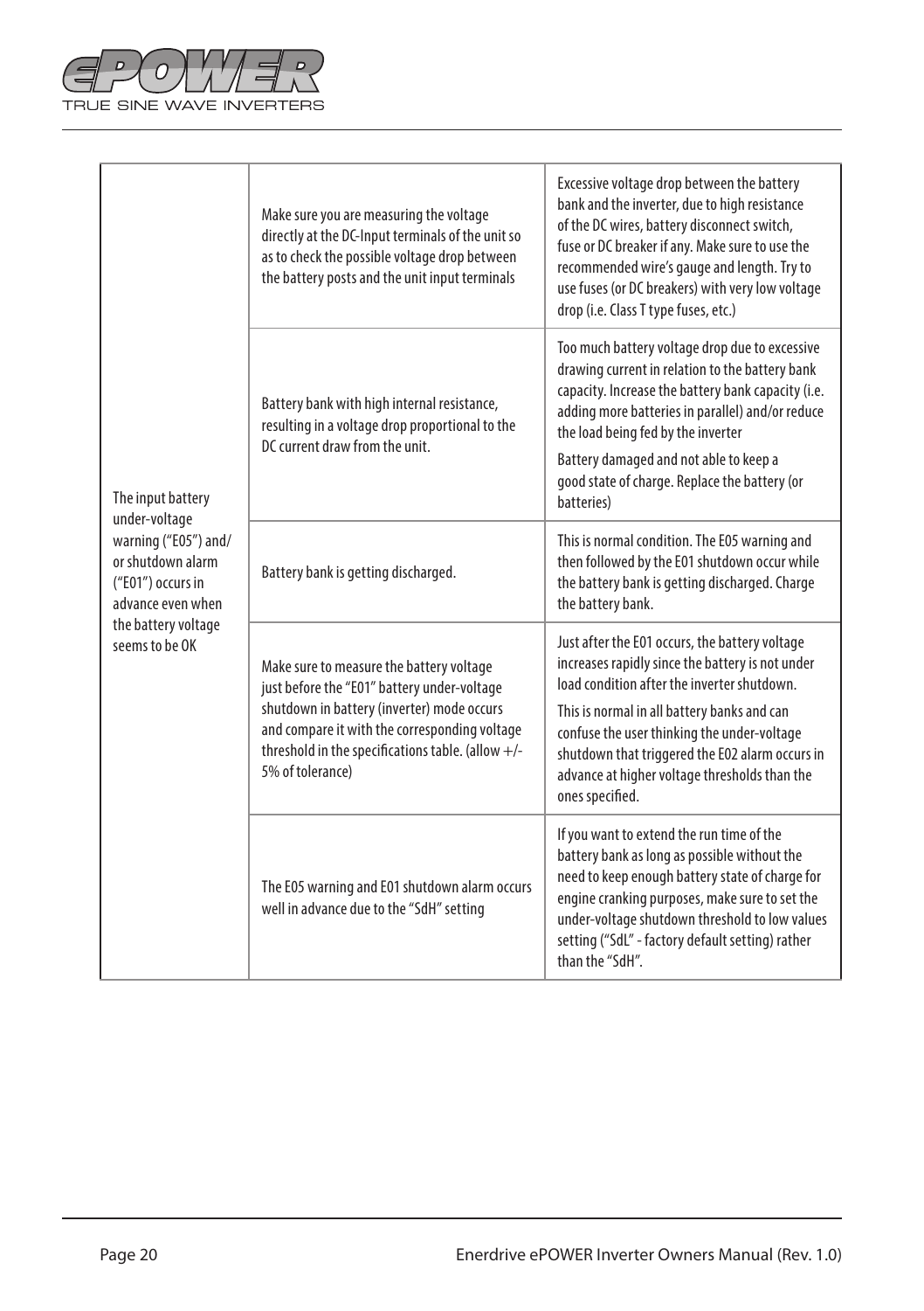| | | |
|---|---|---|
| The input battery under-voltage warning ("E05") and/or shutdown alarm ("E01") occurs in advance even when the battery voltage seems to be OK | Make sure you are measuring the voltage directly at the DC-Input terminals of the unit so as to check the possible voltage drop between the battery posts and the unit input terminals | Excessive voltage drop between the battery bank and the inverter, due to high resistance of the DC wires, battery disconnect switch, fuse or DC breaker if any. Make sure to use the recommended wire's gauge and length. Try to use fuses (or DC breakers) with very low voltage drop (i.e. Class T type fuses, etc.) |
| | Battery bank with high internal resistance, resulting in a voltage drop proportional to the DC current draw from the unit. | Too much battery voltage drop due to excessive drawing current in relation to the battery bank capacity. Increase the battery bank capacity (i.e. adding more batteries in parallel) and/or reduce the load being fed by the inverter<br><br>Battery damaged and not able to keep a good state of charge. Replace the battery (or batteries) |
| | Battery bank is getting discharged. | This is normal condition. The E05 warning and then followed by the E01 shutdown occur while the battery bank is getting discharged. Charge the battery bank. |
| | Make sure to measure the battery voltage just before the "E01" battery under-voltage shutdown in battery (inverter) mode occurs and compare it with the corresponding voltage threshold in the specifications table. (allow +/- 5% of tolerance) | Just after the E01 occurs, the battery voltage increases rapidly since the battery is not under load condition after the inverter shutdown.<br><br>This is normal in all battery banks and can confuse the user thinking the under-voltage shutdown that triggered the E02 alarm occurs in advance at higher voltage thresholds than the ones specified. |
| | The E05 warning and E01 shutdown alarm occurs well in advance due to the "SdH" setting | If you want to extend the run time of the battery bank as long as possible without the need to keep enough battery state of charge for engine cranking purposes, make sure to set the under-voltage shutdown threshold to low values setting ("SdL" - factory default setting) rather than the "SdH". |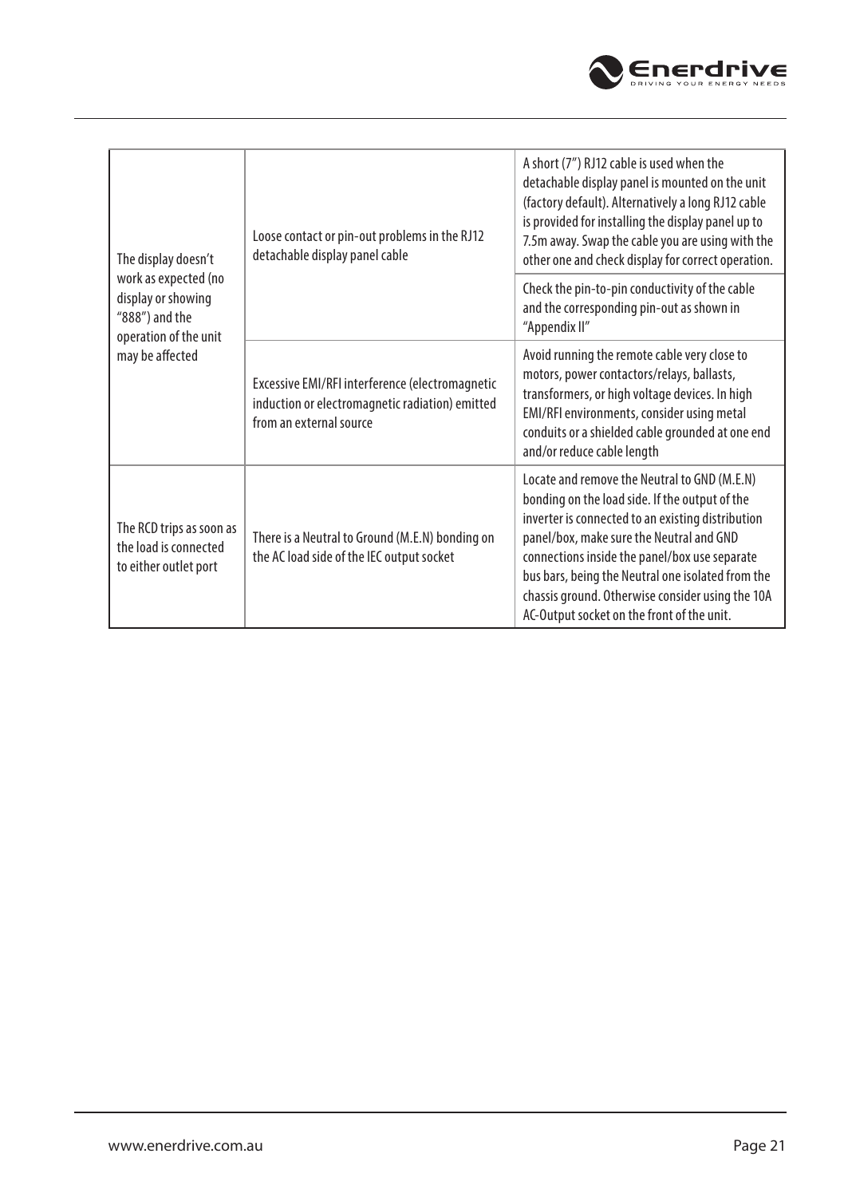| | | |
|---|---|---|
| The display doesn't work as expected (no display or showing "888") and the operation of the unit may be affected | Loose contact or pin-out problems in the RJ12 detachable display panel cable | A short (7") RJ12 cable is used when the detachable display panel is mounted on the unit (factory default). Alternatively a long RJ12 cable is provided for installing the display panel up to 7.5m away. Swap the cable you are using with the other one and check display for correct operation. |
| | | Check the pin-to-pin conductivity of the cable and the corresponding pin-out as shown in "Appendix II" |
| | Excessive EMI/RFI interference (electromagnetic induction or electromagnetic radiation) emitted from an external source | Avoid running the remote cable very close to motors, power contactors/relays, ballasts, transformers, or high voltage devices. In high EMI/RFI environments, consider using metal conduits or a shielded cable grounded at one end and/or reduce cable length |
| The RCD trips as soon as the load is connected to either outlet port | There is a Neutral to Ground (M.E.N) bonding on the AC load side of the IEC output socket | Locate and remove the Neutral to GND (M.E.N) bonding on the load side. If the output of the inverter is connected to an existing distribution panel/box, make sure the Neutral and GND connections inside the panel/box use separate bus bars, being the Neutral one isolated from the chassis ground. Otherwise consider using the 10A AC-Output socket on the front of the unit. |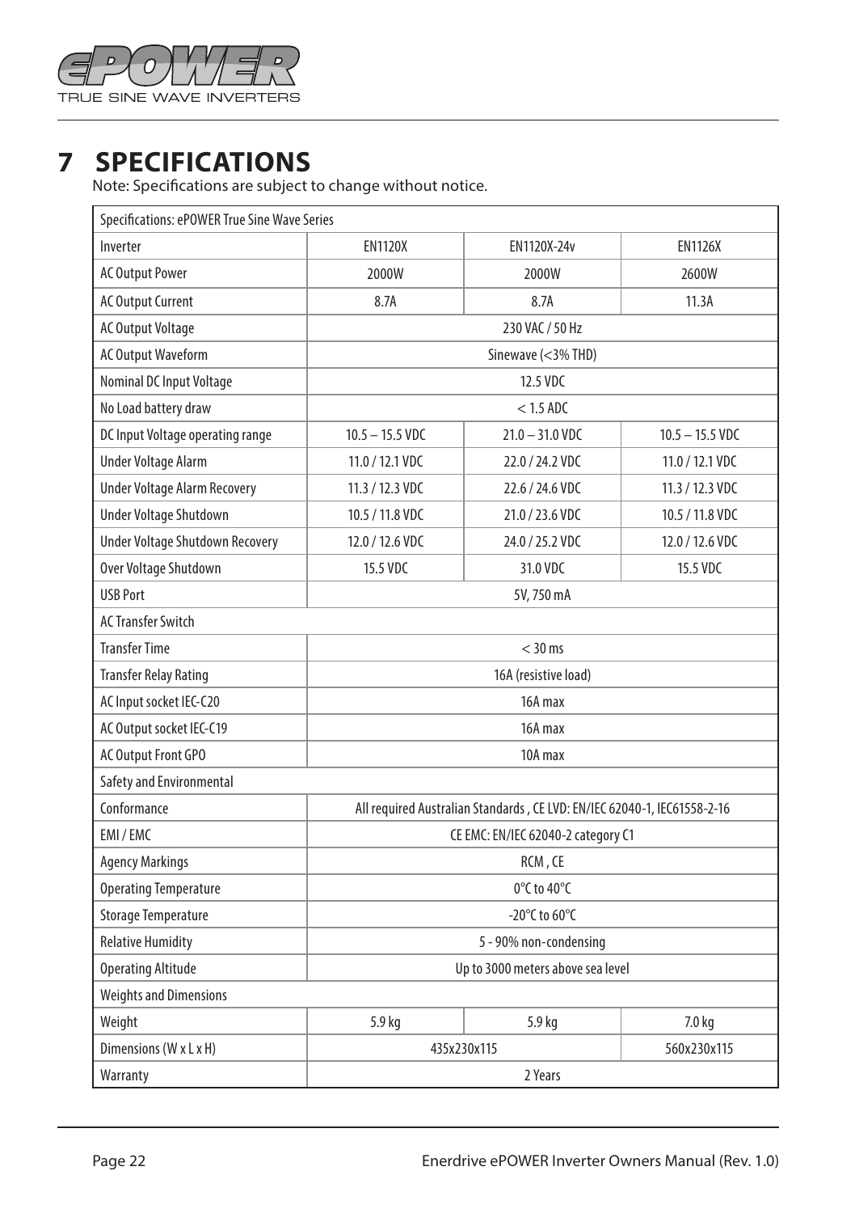# 7 SPECIFICATIONS

Note: Specifications are subject to change without notice.

| Specifications: ePOWER True Sine Wave Series | | | |
|---|---|---|---|
| Inverter | EN1120X | EN1120X-24v | EN1126X |
| AC Output Power | 2000W | 2000W | 2600W |
| AC Output Current | 8.7A | 8.7A | 11.3A |
| AC Output Voltage | 230 VAC / 50 Hz | | |
| AC Output Waveform | Sinewave (<3% THD) | | |
| Nominal DC Input Voltage | 12.5 VDC | | |
| No Load battery draw | < 1.5 ADC | | |
| DC Input Voltage operating range | 10.5 – 15.5 VDC | 21.0 – 31.0 VDC | 10.5 – 15.5 VDC |
| Under Voltage Alarm | 11.0 / 12.1 VDC | 22.0 / 24.2 VDC | 11.0 / 12.1 VDC |
| Under Voltage Alarm Recovery | 11.3 / 12.3 VDC | 22.6 / 24.6 VDC | 11.3 / 12.3 VDC |
| Under Voltage Shutdown | 10.5 / 11.8 VDC | 21.0 / 23.6 VDC | 10.5 / 11.8 VDC |
| Under Voltage Shutdown Recovery | 12.0 / 12.6 VDC | 24.0 / 25.2 VDC | 12.0 / 12.6 VDC |
| Over Voltage Shutdown | 15.5 VDC | 31.0 VDC | 15.5 VDC |
| USB Port | 5V, 750 mA | | |
| AC Transfer Switch | | | |
| Transfer Time | < 30 ms | | |
| Transfer Relay Rating | 16A (resistive load) | | |
| AC Input socket IEC-C20 | 16A max | | |
| AC Output socket IEC-C19 | 16A max | | |
| AC Output Front GPO | 10A max | | |
| Safety and Environmental | | | |
| Conformance | All required Australian Standards , CE LVD: EN/IEC 62040-1, IEC61558-2-16 | | |
| EMI / EMC | CE EMC: EN/IEC 62040-2 category C1 | | |
| Agency Markings | RCM , CE | | |
| Operating Temperature | 0°C to 40°C | | |
| Storage Temperature | -20°C to 60°C | | |
| Relative Humidity | 5 - 90% non-condensing | | |
| Operating Altitude | Up to 3000 meters above sea level | | |
| Weights and Dimensions | | | |
| Weight | 5.9 kg | 5.9 kg | 7.0 kg |
| Dimensions (W x L x H) | 435x230x115 | | 560x230x115 |
| Warranty | 2 Years | | |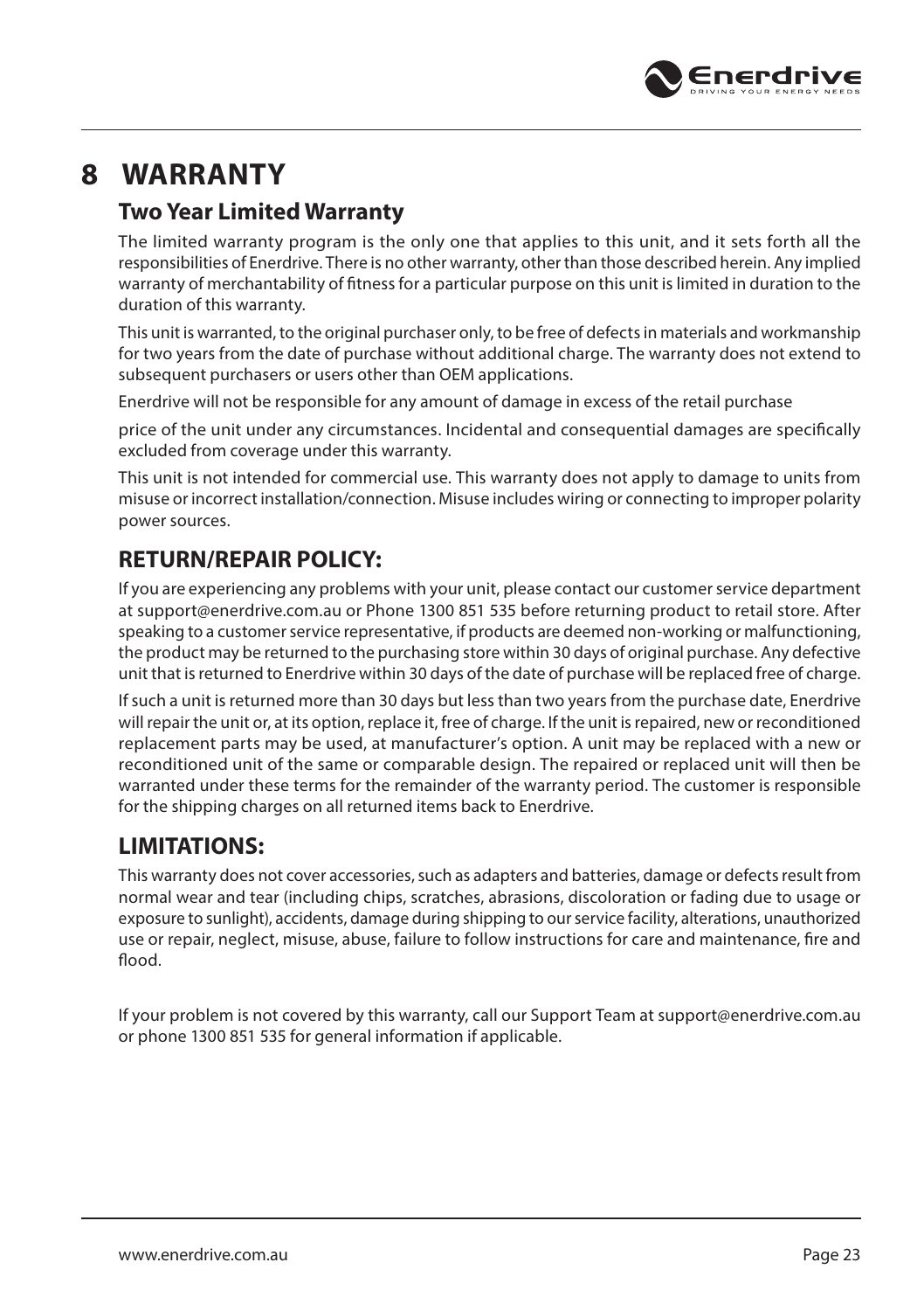# 8 WARRANTY

## Two Year Limited Warranty

The limited warranty program is the only one that applies to this unit, and it sets forth all the responsibilities of Enerdrive. There is no other warranty, other than those described herein. Any implied warranty of merchantability of fitness for a particular purpose on this unit is limited in duration to the duration of this warranty.

This unit is warranted, to the original purchaser only, to be free of defects in materials and workmanship for two years from the date of purchase without additional charge. The warranty does not extend to subsequent purchasers or users other than OEM applications.

Enerdrive will not be responsible for any amount of damage in excess of the retail purchase

price of the unit under any circumstances. Incidental and consequential damages are specifically excluded from coverage under this warranty.

This unit is not intended for commercial use. This warranty does not apply to damage to units from misuse or incorrect installation/connection. Misuse includes wiring or connecting to improper polarity power sources.

## RETURN/REPAIR POLICY:

If you are experiencing any problems with your unit, please contact our customer service department at support@enerdrive.com.au or Phone 1300 851 535 before returning product to retail store. After speaking to a customer service representative, if products are deemed non-working or malfunctioning, the product may be returned to the purchasing store within 30 days of original purchase. Any defective unit that is returned to Enerdrive within 30 days of the date of purchase will be replaced free of charge.

If such a unit is returned more than 30 days but less than two years from the purchase date, Enerdrive will repair the unit or, at its option, replace it, free of charge. If the unit is repaired, new or reconditioned replacement parts may be used, at manufacturer's option. A unit may be replaced with a new or reconditioned unit of the same or comparable design. The repaired or replaced unit will then be warranted under these terms for the remainder of the warranty period. The customer is responsible for the shipping charges on all returned items back to Enerdrive.

## LIMITATIONS:

This warranty does not cover accessories, such as adapters and batteries, damage or defects result from normal wear and tear (including chips, scratches, abrasions, discoloration or fading due to usage or exposure to sunlight), accidents, damage during shipping to our service facility, alterations, unauthorized use or repair, neglect, misuse, abuse, failure to follow instructions for care and maintenance, fire and flood.

If your problem is not covered by this warranty, call our Support Team at support@enerdrive.com.au or phone 1300 851 535 for general information if applicable.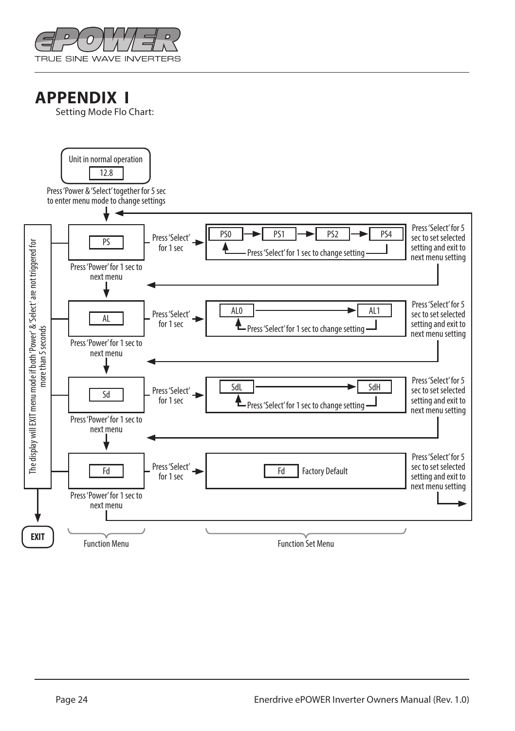# APPENDIX I

Setting Mode Flo Chart:

Unit in normal operation

12.8

Press 'Power & 'Select' together for 5 sec to enter menu mode to change settings

The display will EXIT menu mode if both 'Power' & 'Select' are not triggered for more than 5 seconds

PS

Press 'Select' for 1 sec

PS0 → PS1 → PS2 → PS4

Press 'Select' for 1 sec to change setting

Press 'Select' for 5 sec to set selected setting and exit to next menu setting

Press 'Power' for 1 sec to next menu

AL

Press 'Select' for 1 sec

AL0 → AL1

Press 'Select' for 1 sec to change setting

Press 'Select' for 5 sec to set selected setting and exit to next menu setting

Press 'Power' for 1 sec to next menu

Sd

Press 'Select' for 1 sec

SdL → SdH

Press 'Select' for 1 sec to change setting

Press 'Select' for 5 sec to set selected setting and exit to next menu setting

Press 'Power' for 1 sec to next menu

Fd

Press 'Select' for 1 sec

Fd Factory Default

Press 'Select' for 5 sec to set selected setting and exit to next menu setting

Press 'Power' for 1 sec to next menu

EXIT

Function Menu

Function Set Menu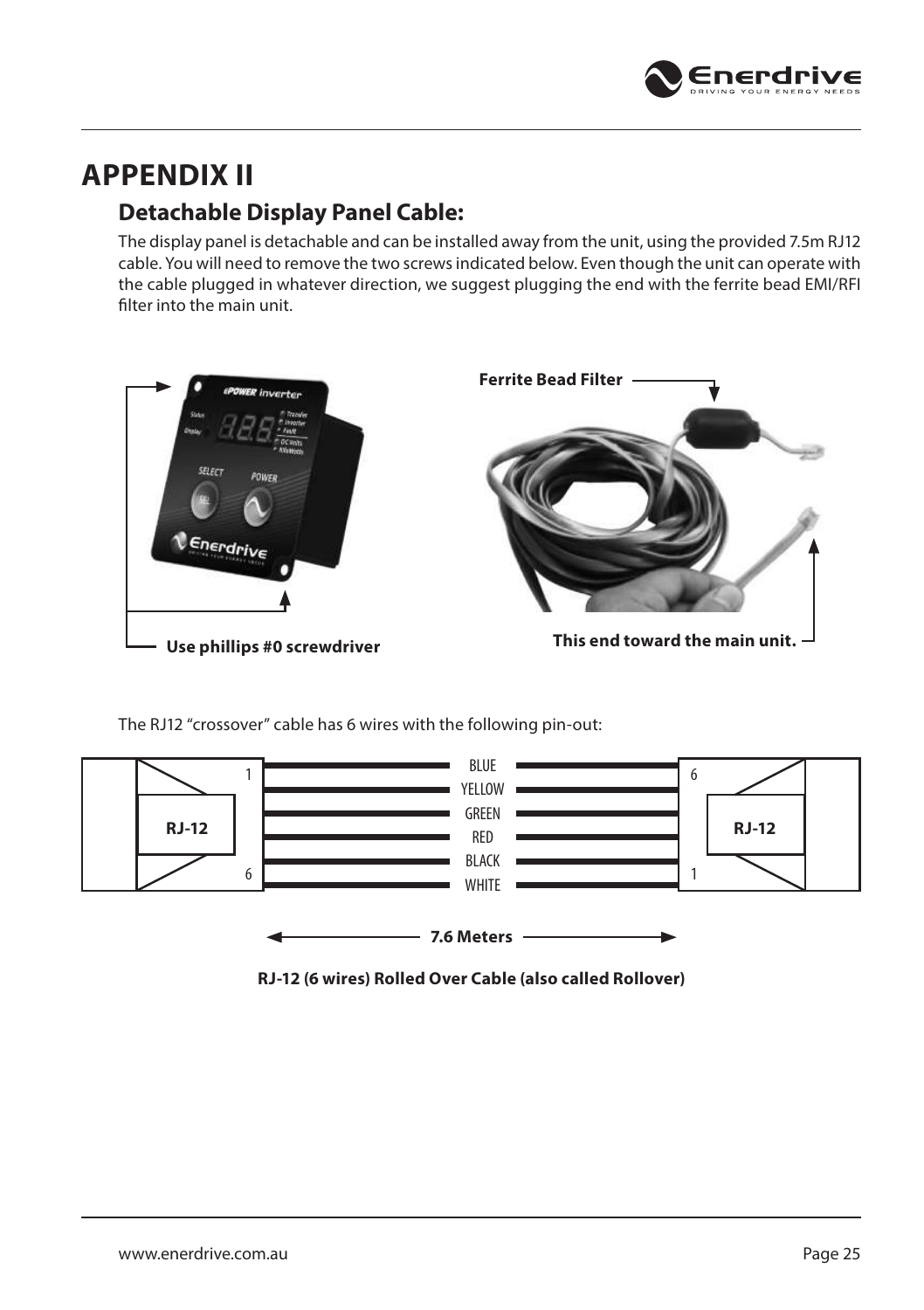# APPENDIX II

## Detachable Display Panel Cable:

The display panel is detachable and can be installed away from the unit, using the provided 7.5m RJ12 cable. You will need to remove the two screws indicated below. Even though the unit can operate with the cable plugged in whatever direction, we suggest plugging the end with the ferrite bead EMI/RFI filter into the main unit.

**Ferrite Bead Filter**

**Use phillips #0 screwdriver**

**This end toward the main unit.**

The RJ12 "crossover" cable has 6 wires with the following pin-out:

| RJ-12 | Wire | RJ-12 |
| --- | --- | --- |
| 1 | BLUE | 6 |
| | YELLOW | |
| | GREEN | |
| | RED | |
| | BLACK | |
| 6 | WHITE | 1 |

**7.6 Meters**

**RJ-12 (6 wires) Rolled Over Cable (also called Rollover)**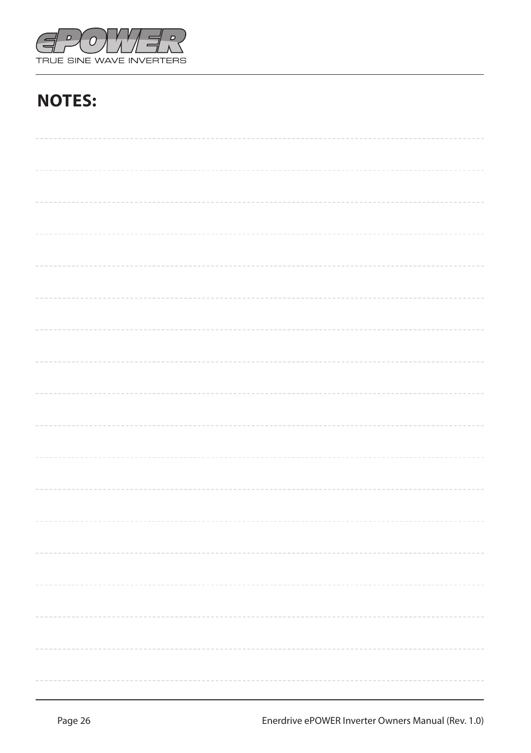## NOTES: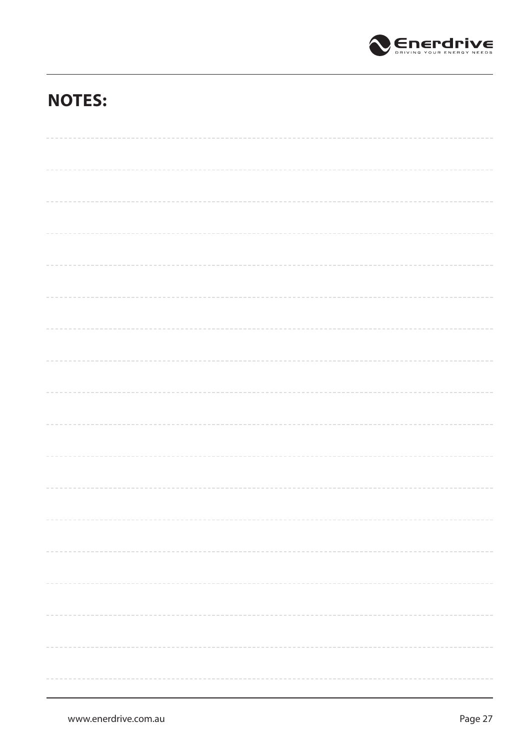## NOTES: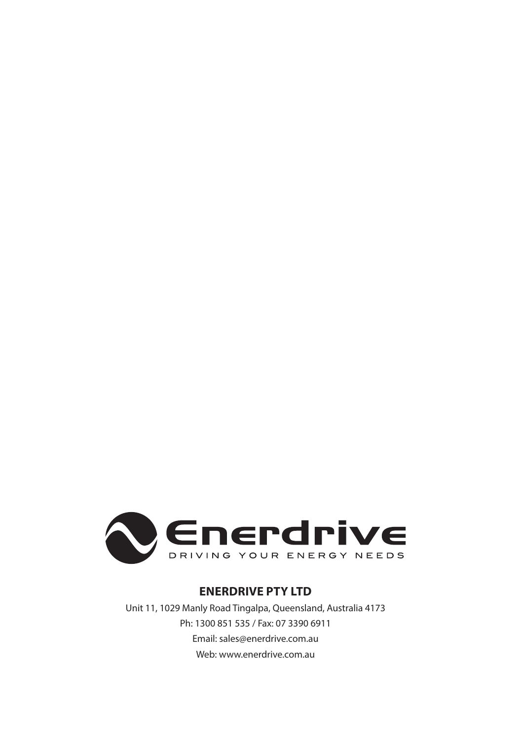Enerdrive

DRIVING YOUR ENERGY NEEDS

**ENERDRIVE PTY LTD**

Unit 11, 1029 Manly Road Tingalpa, Queensland, Australia 4173

Ph: 1300 851 535 / Fax: 07 3390 6911

Email: sales@enerdrive.com.au

Web: www.enerdrive.com.au